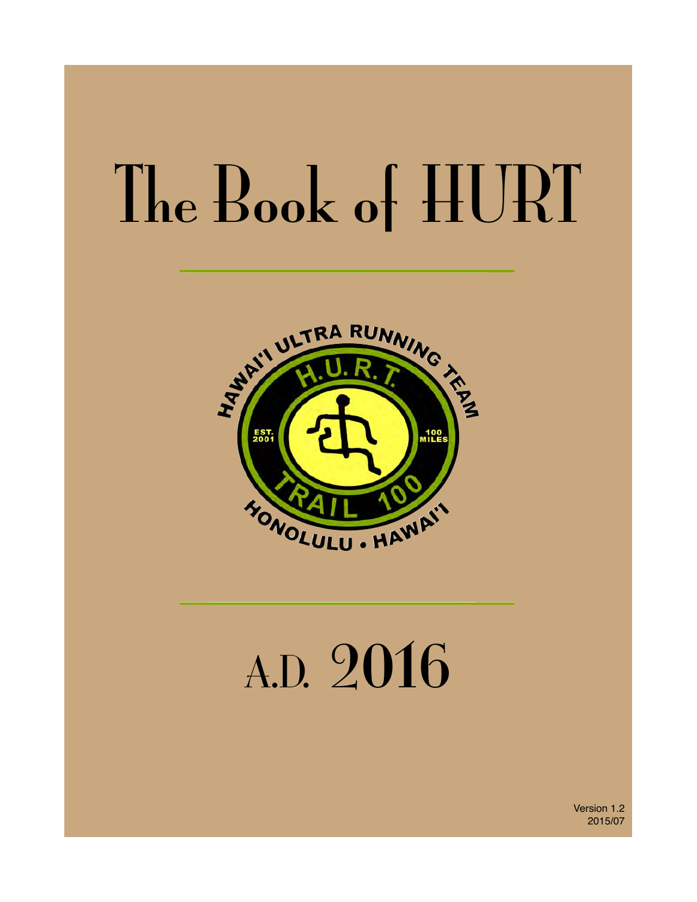# The Book of HURT

HAWAI'I ULTRA RUNNING TEAM

H.U.R.T.

EST. 2001

100 MILES

TRAIL 100

HONOLULU • HAWAI'I

# A.D. 2016

Version 1.2
2015/07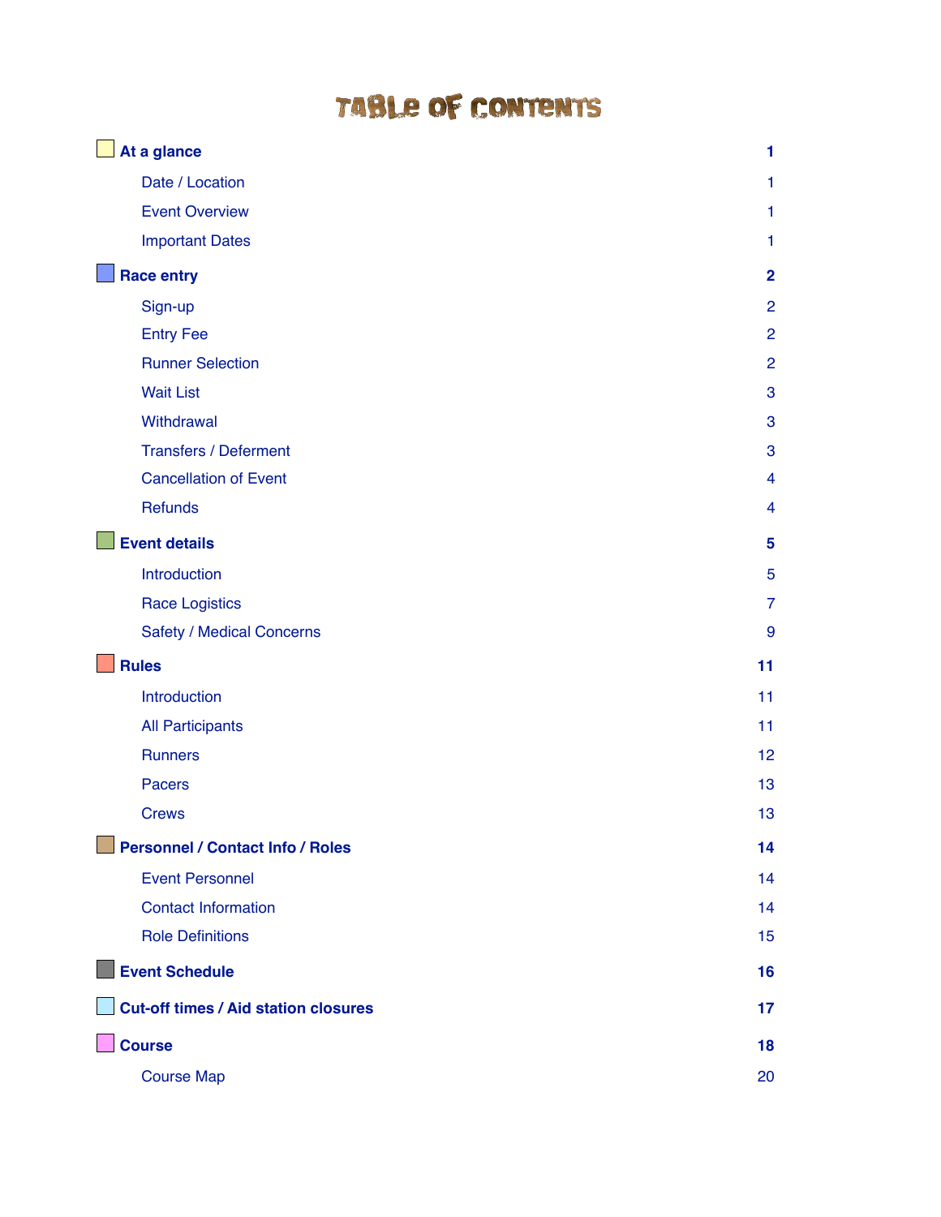# Table of Contents

| | |
|---|---|
| **At a glance** | **1** |
| Date / Location | 1 |
| Event Overview | 1 |
| Important Dates | 1 |
| **Race entry** | **2** |
| Sign-up | 2 |
| Entry Fee | 2 |
| Runner Selection | 2 |
| Wait List | 3 |
| Withdrawal | 3 |
| Transfers / Deferment | 3 |
| Cancellation of Event | 4 |
| Refunds | 4 |
| **Event details** | **5** |
| Introduction | 5 |
| Race Logistics | 7 |
| Safety / Medical Concerns | 9 |
| **Rules** | **11** |
| Introduction | 11 |
| All Participants | 11 |
| Runners | 12 |
| Pacers | 13 |
| Crews | 13 |
| **Personnel / Contact Info / Roles** | **14** |
| Event Personnel | 14 |
| Contact Information | 14 |
| Role Definitions | 15 |
| **Event Schedule** | **16** |
| **Cut-off times / Aid station closures** | **17** |
| **Course** | **18** |
| Course Map | 20 |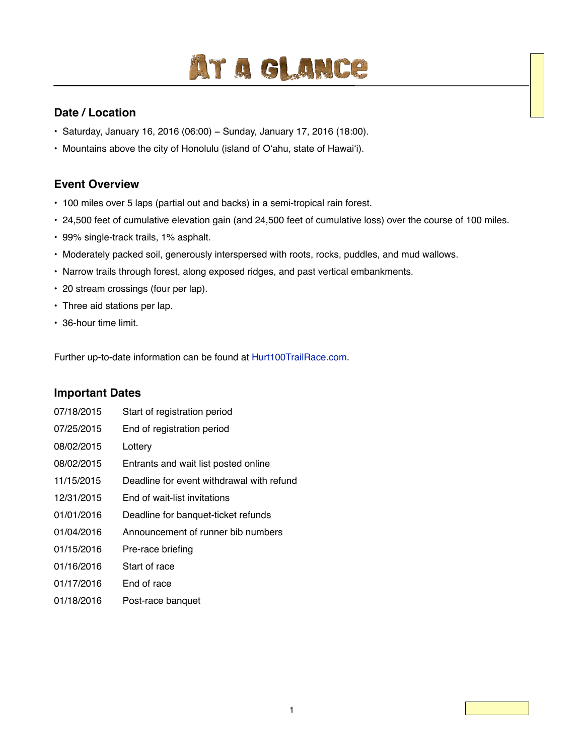# At a Glance

## Date / Location

- Saturday, January 16, 2016 (06:00) – Sunday, January 17, 2016 (18:00).
- Mountains above the city of Honolulu (island of Oʻahu, state of Hawaiʻi).

## Event Overview

- 100 miles over 5 laps (partial out and backs) in a semi-tropical rain forest.
- 24,500 feet of cumulative elevation gain (and 24,500 feet of cumulative loss) over the course of 100 miles.
- 99% single-track trails, 1% asphalt.
- Moderately packed soil, generously interspersed with roots, rocks, puddles, and mud wallows.
- Narrow trails through forest, along exposed ridges, and past vertical embankments.
- 20 stream crossings (four per lap).
- Three aid stations per lap.
- 36-hour time limit.

Further up-to-date information can be found at Hurt100TrailRace.com.

## Important Dates

| | |
|---|---|
| 07/18/2015 | Start of registration period |
| 07/25/2015 | End of registration period |
| 08/02/2015 | Lottery |
| 08/02/2015 | Entrants and wait list posted online |
| 11/15/2015 | Deadline for event withdrawal with refund |
| 12/31/2015 | End of wait-list invitations |
| 01/01/2016 | Deadline for banquet-ticket refunds |
| 01/04/2016 | Announcement of runner bib numbers |
| 01/15/2016 | Pre-race briefing |
| 01/16/2016 | Start of race |
| 01/17/2016 | End of race |
| 01/18/2016 | Post-race banquet |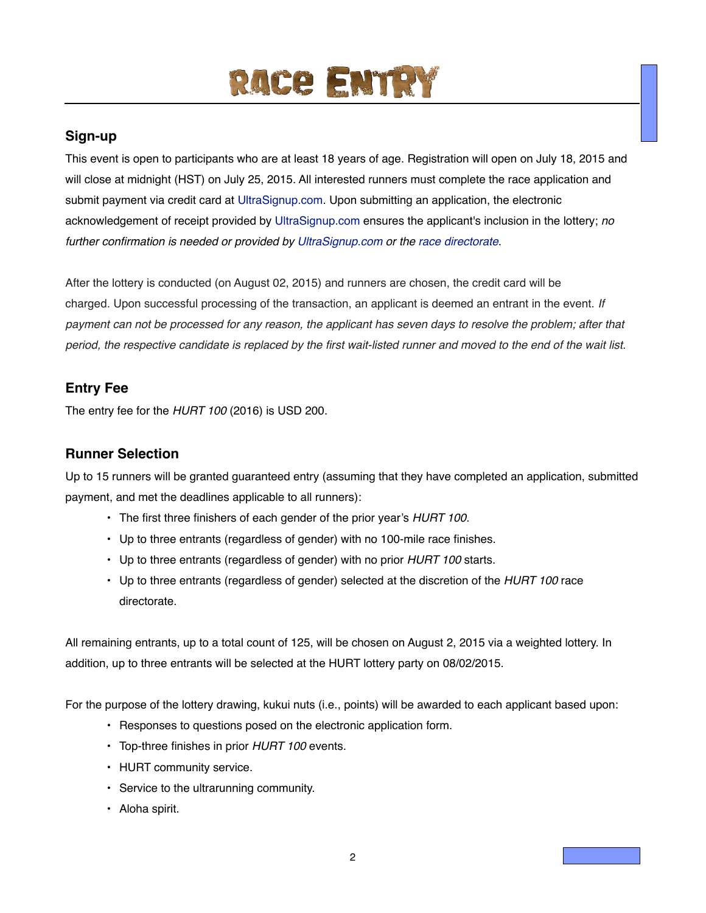# Race Entry

## Sign-up

This event is open to participants who are at least 18 years of age. Registration will open on July 18, 2015 and will close at midnight (HST) on July 25, 2015. All interested runners must complete the race application and submit payment via credit card at UltraSignup.com. Upon submitting an application, the electronic acknowledgement of receipt provided by UltraSignup.com ensures the applicant's inclusion in the lottery; *no further confirmation is needed or provided by UltraSignup.com or the race directorate.*

After the lottery is conducted (on August 02, 2015) and runners are chosen, the credit card will be charged. Upon successful processing of the transaction, an applicant is deemed an entrant in the event. *If payment can not be processed for any reason, the applicant has seven days to resolve the problem; after that period, the respective candidate is replaced by the first wait-listed runner and moved to the end of the wait list.*

## Entry Fee

The entry fee for the *HURT 100* (2016) is USD 200.

## Runner Selection

Up to 15 runners will be granted guaranteed entry (assuming that they have completed an application, submitted payment, and met the deadlines applicable to all runners):

- The first three finishers of each gender of the prior year's *HURT 100*.
- Up to three entrants (regardless of gender) with no 100-mile race finishes.
- Up to three entrants (regardless of gender) with no prior *HURT 100* starts.
- Up to three entrants (regardless of gender) selected at the discretion of the *HURT 100* race directorate.

All remaining entrants, up to a total count of 125, will be chosen on August 2, 2015 via a weighted lottery. In addition, up to three entrants will be selected at the HURT lottery party on 08/02/2015.

For the purpose of the lottery drawing, kukui nuts (i.e., points) will be awarded to each applicant based upon:

- Responses to questions posed on the electronic application form.
- Top-three finishes in prior *HURT 100* events.
- HURT community service.
- Service to the ultrarunning community.
- Aloha spirit.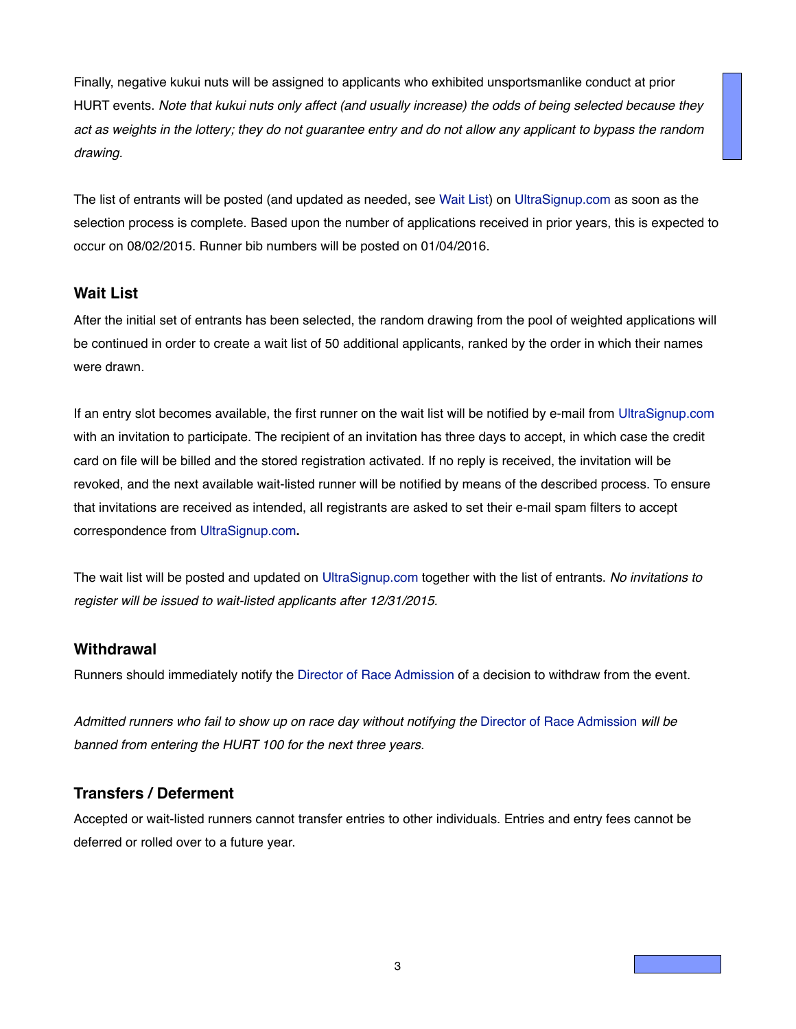Finally, negative kukui nuts will be assigned to applicants who exhibited unsportsmanlike conduct at prior HURT events. *Note that kukui nuts only affect (and usually increase) the odds of being selected because they act as weights in the lottery; they do not guarantee entry and do not allow any applicant to bypass the random drawing.*

The list of entrants will be posted (and updated as needed, see Wait List) on UltraSignup.com as soon as the selection process is complete. Based upon the number of applications received in prior years, this is expected to occur on 08/02/2015. Runner bib numbers will be posted on 01/04/2016.

### Wait List

After the initial set of entrants has been selected, the random drawing from the pool of weighted applications will be continued in order to create a wait list of 50 additional applicants, ranked by the order in which their names were drawn.

If an entry slot becomes available, the first runner on the wait list will be notified by e-mail from UltraSignup.com with an invitation to participate. The recipient of an invitation has three days to accept, in which case the credit card on file will be billed and the stored registration activated. If no reply is received, the invitation will be revoked, and the next available wait-listed runner will be notified by means of the described process. To ensure that invitations are received as intended, all registrants are asked to set their e-mail spam filters to accept correspondence from UltraSignup.com**.**

The wait list will be posted and updated on UltraSignup.com together with the list of entrants. *No invitations to register will be issued to wait-listed applicants after 12/31/2015.*

### Withdrawal

Runners should immediately notify the Director of Race Admission of a decision to withdraw from the event.

*Admitted runners who fail to show up on race day without notifying the* Director of Race Admission *will be banned from entering the HURT 100 for the next three years.*

### Transfers / Deferment

Accepted or wait-listed runners cannot transfer entries to other individuals. Entries and entry fees cannot be deferred or rolled over to a future year.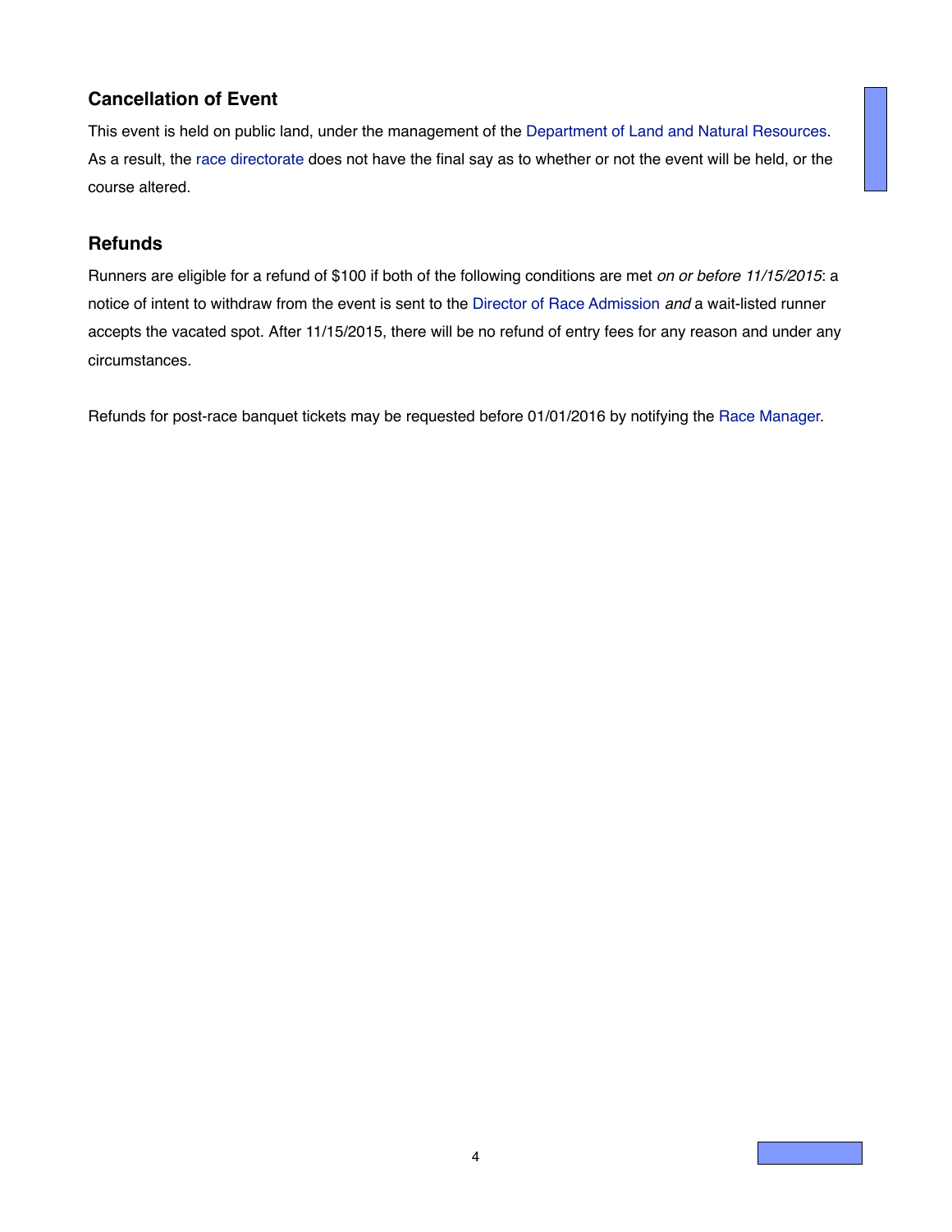## Cancellation of Event

This event is held on public land, under the management of the Department of Land and Natural Resources. As a result, the race directorate does not have the final say as to whether or not the event will be held, or the course altered.

## Refunds

Runners are eligible for a refund of $100 if both of the following conditions are met *on or before 11/15/2015*: a notice of intent to withdraw from the event is sent to the Director of Race Admission *and* a wait-listed runner accepts the vacated spot. After 11/15/2015, there will be no refund of entry fees for any reason and under any circumstances.

Refunds for post-race banquet tickets may be requested before 01/01/2016 by notifying the Race Manager.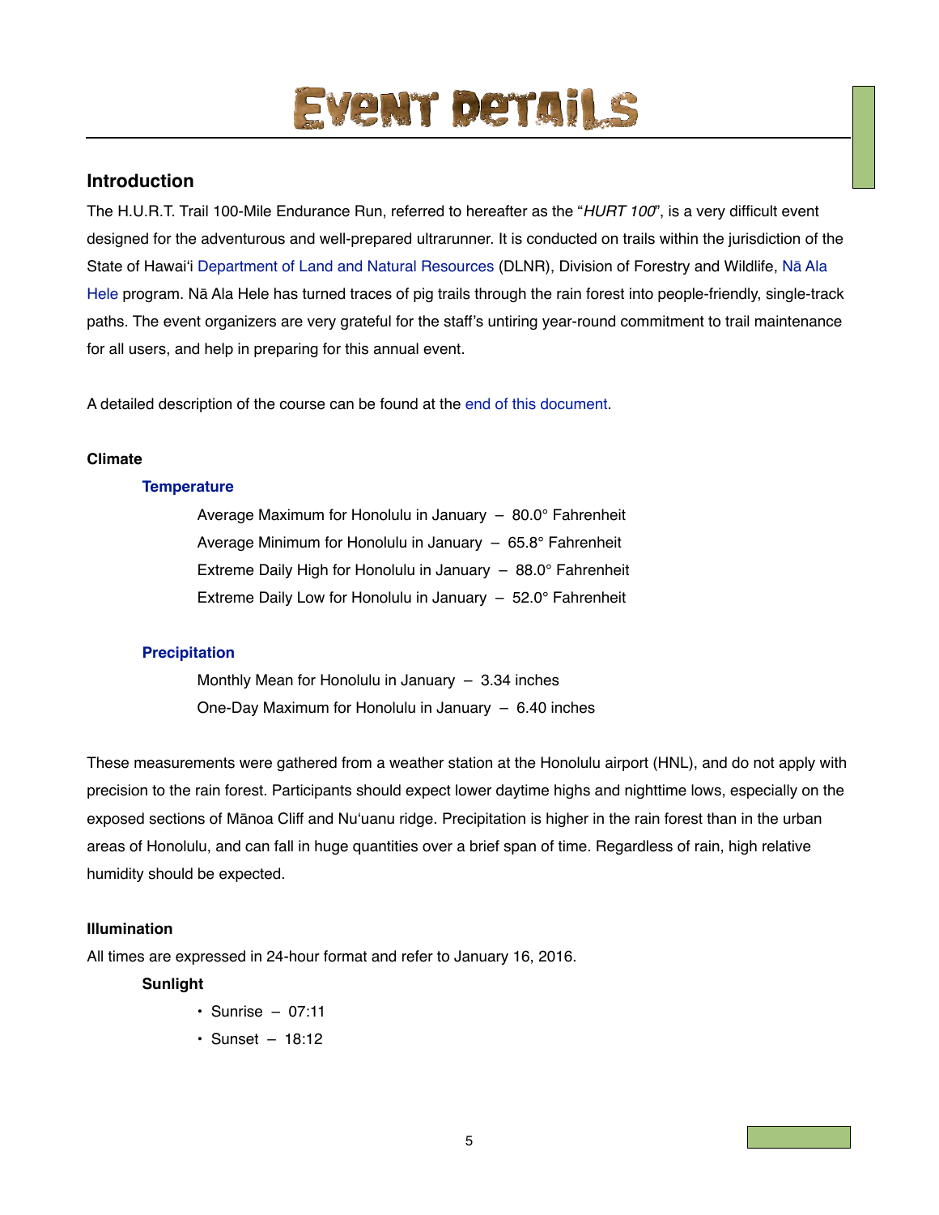# Event Details

## Introduction

The H.U.R.T. Trail 100-Mile Endurance Run, referred to hereafter as the "*HURT 100*", is a very difficult event designed for the adventurous and well-prepared ultrarunner. It is conducted on trails within the jurisdiction of the State of Hawai'i Department of Land and Natural Resources (DLNR), Division of Forestry and Wildlife, Nā Ala Hele program. Nā Ala Hele has turned traces of pig trails through the rain forest into people-friendly, single-track paths. The event organizers are very grateful for the staff's untiring year-round commitment to trail maintenance for all users, and help in preparing for this annual event.

A detailed description of the course can be found at the end of this document.

### Climate

#### Temperature

Average Maximum for Honolulu in January – 80.0° Fahrenheit

Average Minimum for Honolulu in January – 65.8° Fahrenheit

Extreme Daily High for Honolulu in January – 88.0° Fahrenheit

Extreme Daily Low for Honolulu in January – 52.0° Fahrenheit

#### Precipitation

Monthly Mean for Honolulu in January – 3.34 inches

One-Day Maximum for Honolulu in January – 6.40 inches

These measurements were gathered from a weather station at the Honolulu airport (HNL), and do not apply with precision to the rain forest. Participants should expect lower daytime highs and nighttime lows, especially on the exposed sections of Mānoa Cliff and Nu'uanu ridge. Precipitation is higher in the rain forest than in the urban areas of Honolulu, and can fall in huge quantities over a brief span of time. Regardless of rain, high relative humidity should be expected.

### Illumination

All times are expressed in 24-hour format and refer to January 16, 2016.

#### Sunlight

- Sunrise – 07:11
- Sunset – 18:12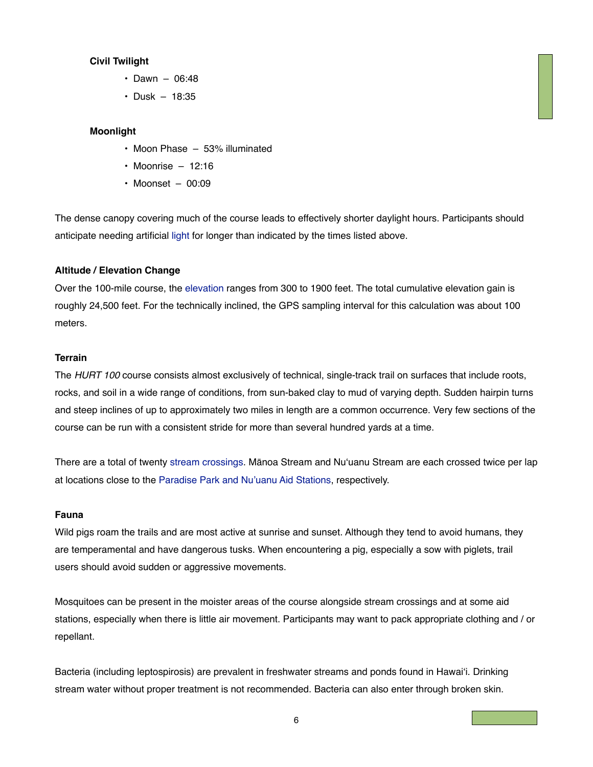**Civil Twilight**

- Dawn – 06:48
- Dusk – 18:35

**Moonlight**

- Moon Phase – 53% illuminated
- Moonrise – 12:16
- Moonset – 00:09

The dense canopy covering much of the course leads to effectively shorter daylight hours. Participants should anticipate needing artificial light for longer than indicated by the times listed above.

**Altitude / Elevation Change**

Over the 100-mile course, the elevation ranges from 300 to 1900 feet. The total cumulative elevation gain is roughly 24,500 feet. For the technically inclined, the GPS sampling interval for this calculation was about 100 meters.

**Terrain**

The *HURT 100* course consists almost exclusively of technical, single-track trail on surfaces that include roots, rocks, and soil in a wide range of conditions, from sun-baked clay to mud of varying depth. Sudden hairpin turns and steep inclines of up to approximately two miles in length are a common occurrence. Very few sections of the course can be run with a consistent stride for more than several hundred yards at a time.

There are a total of twenty stream crossings. Mānoa Stream and Nu'uanu Stream are each crossed twice per lap at locations close to the Paradise Park and Nu'uanu Aid Stations, respectively.

**Fauna**

Wild pigs roam the trails and are most active at sunrise and sunset. Although they tend to avoid humans, they are temperamental and have dangerous tusks. When encountering a pig, especially a sow with piglets, trail users should avoid sudden or aggressive movements.

Mosquitoes can be present in the moister areas of the course alongside stream crossings and at some aid stations, especially when there is little air movement. Participants may want to pack appropriate clothing and / or repellant.

Bacteria (including leptospirosis) are prevalent in freshwater streams and ponds found in Hawai'i. Drinking stream water without proper treatment is not recommended. Bacteria can also enter through broken skin.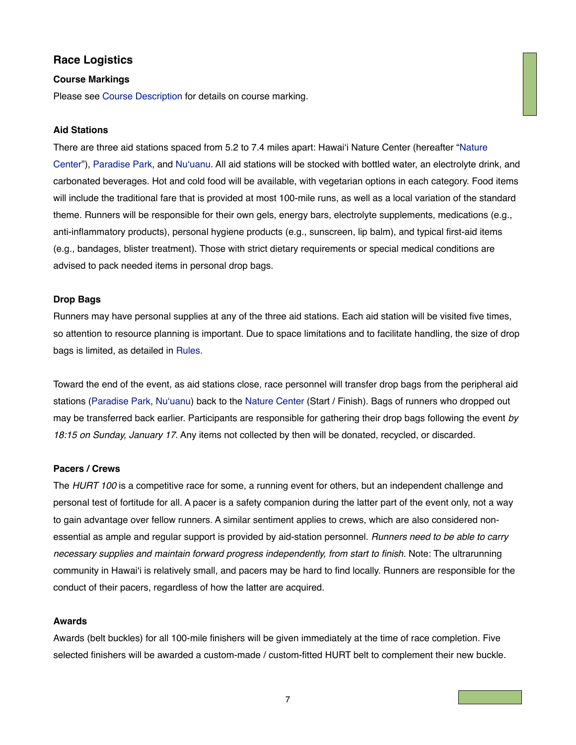## Race Logistics

### Course Markings

Please see Course Description for details on course marking.

### Aid Stations

There are three aid stations spaced from 5.2 to 7.4 miles apart: Hawai'i Nature Center (hereafter "Nature Center"), Paradise Park, and Nu'uanu. All aid stations will be stocked with bottled water, an electrolyte drink, and carbonated beverages. Hot and cold food will be available, with vegetarian options in each category. Food items will include the traditional fare that is provided at most 100-mile runs, as well as a local variation of the standard theme. Runners will be responsible for their own gels, energy bars, electrolyte supplements, medications (e.g., anti-inflammatory products), personal hygiene products (e.g., sunscreen, lip balm), and typical first-aid items (e.g., bandages, blister treatment). Those with strict dietary requirements or special medical conditions are advised to pack needed items in personal drop bags.

### Drop Bags

Runners may have personal supplies at any of the three aid stations. Each aid station will be visited five times, so attention to resource planning is important. Due to space limitations and to facilitate handling, the size of drop bags is limited, as detailed in Rules.

Toward the end of the event, as aid stations close, race personnel will transfer drop bags from the peripheral aid stations (Paradise Park, Nu'uanu) back to the Nature Center (Start / Finish). Bags of runners who dropped out may be transferred back earlier. Participants are responsible for gathering their drop bags following the event *by 18:15 on Sunday, January 17*. Any items not collected by then will be donated, recycled, or discarded.

### Pacers / Crews

The *HURT 100* is a competitive race for some, a running event for others, but an independent challenge and personal test of fortitude for all. A pacer is a safety companion during the latter part of the event only, not a way to gain advantage over fellow runners. A similar sentiment applies to crews, which are also considered non-essential as ample and regular support is provided by aid-station personnel. *Runners need to be able to carry necessary supplies and maintain forward progress independently, from start to finish.* Note: The ultrarunning community in Hawai'i is relatively small, and pacers may be hard to find locally. Runners are responsible for the conduct of their pacers, regardless of how the latter are acquired.

### Awards

Awards (belt buckles) for all 100-mile finishers will be given immediately at the time of race completion. Five selected finishers will be awarded a custom-made / custom-fitted HURT belt to complement their new buckle.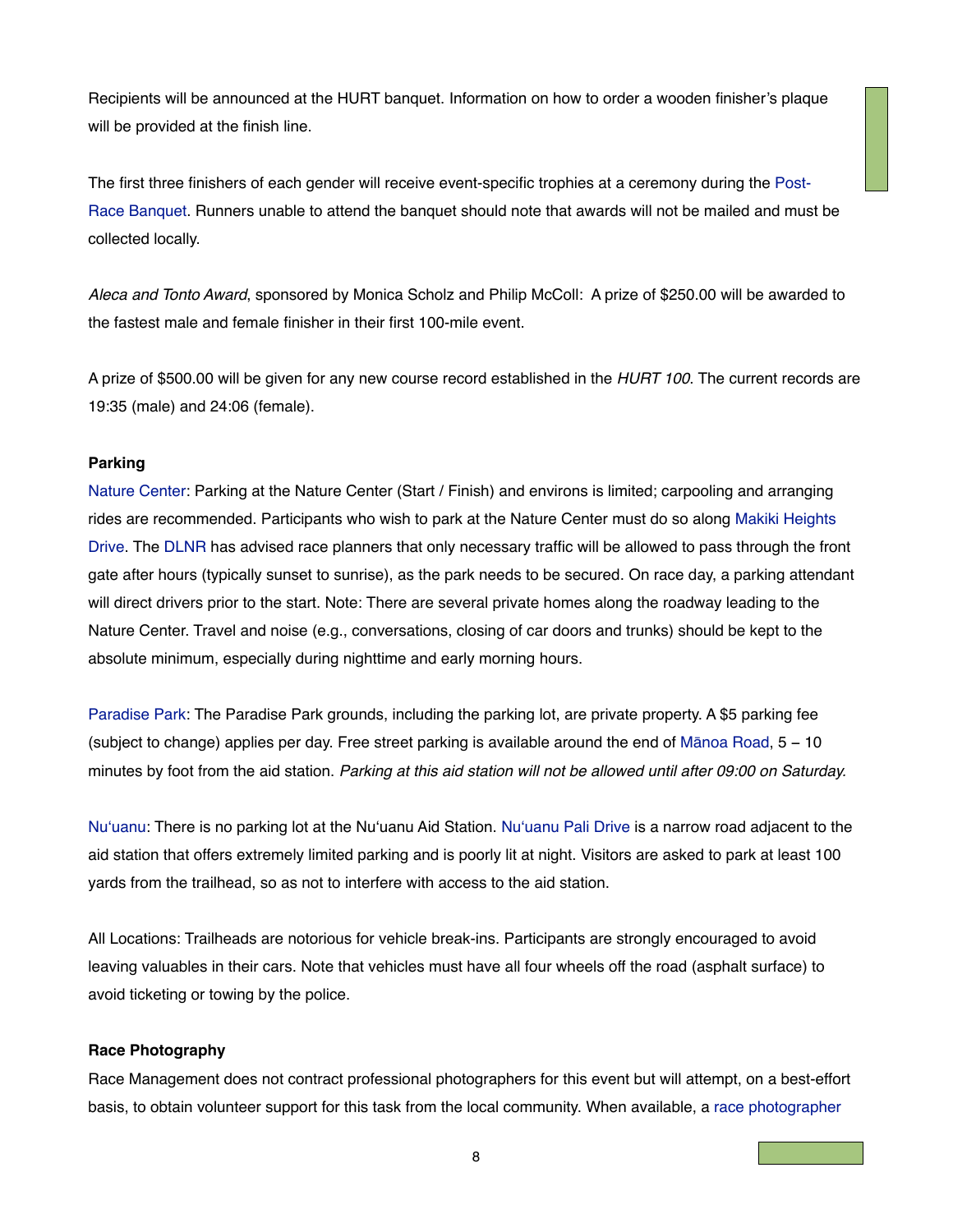Recipients will be announced at the HURT banquet. Information on how to order a wooden finisher's plaque will be provided at the finish line.

The first three finishers of each gender will receive event-specific trophies at a ceremony during the Post-Race Banquet. Runners unable to attend the banquet should note that awards will not be mailed and must be collected locally.

*Aleca and Tonto Award*, sponsored by Monica Scholz and Philip McColl: A prize of $250.00 will be awarded to the fastest male and female finisher in their first 100-mile event.

A prize of $500.00 will be given for any new course record established in the *HURT 100*. The current records are 19:35 (male) and 24:06 (female).

**Parking**

Nature Center: Parking at the Nature Center (Start / Finish) and environs is limited; carpooling and arranging rides are recommended. Participants who wish to park at the Nature Center must do so along Makiki Heights Drive. The DLNR has advised race planners that only necessary traffic will be allowed to pass through the front gate after hours (typically sunset to sunrise), as the park needs to be secured. On race day, a parking attendant will direct drivers prior to the start. Note: There are several private homes along the roadway leading to the Nature Center. Travel and noise (e.g., conversations, closing of car doors and trunks) should be kept to the absolute minimum, especially during nighttime and early morning hours.

Paradise Park: The Paradise Park grounds, including the parking lot, are private property. A $5 parking fee (subject to change) applies per day. Free street parking is available around the end of Mānoa Road, 5 – 10 minutes by foot from the aid station. *Parking at this aid station will not be allowed until after 09:00 on Saturday.*

Nu'uanu: There is no parking lot at the Nu'uanu Aid Station. Nu'uanu Pali Drive is a narrow road adjacent to the aid station that offers extremely limited parking and is poorly lit at night. Visitors are asked to park at least 100 yards from the trailhead, so as not to interfere with access to the aid station.

All Locations: Trailheads are notorious for vehicle break-ins. Participants are strongly encouraged to avoid leaving valuables in their cars. Note that vehicles must have all four wheels off the road (asphalt surface) to avoid ticketing or towing by the police.

**Race Photography**

Race Management does not contract professional photographers for this event but will attempt, on a best-effort basis, to obtain volunteer support for this task from the local community. When available, a race photographer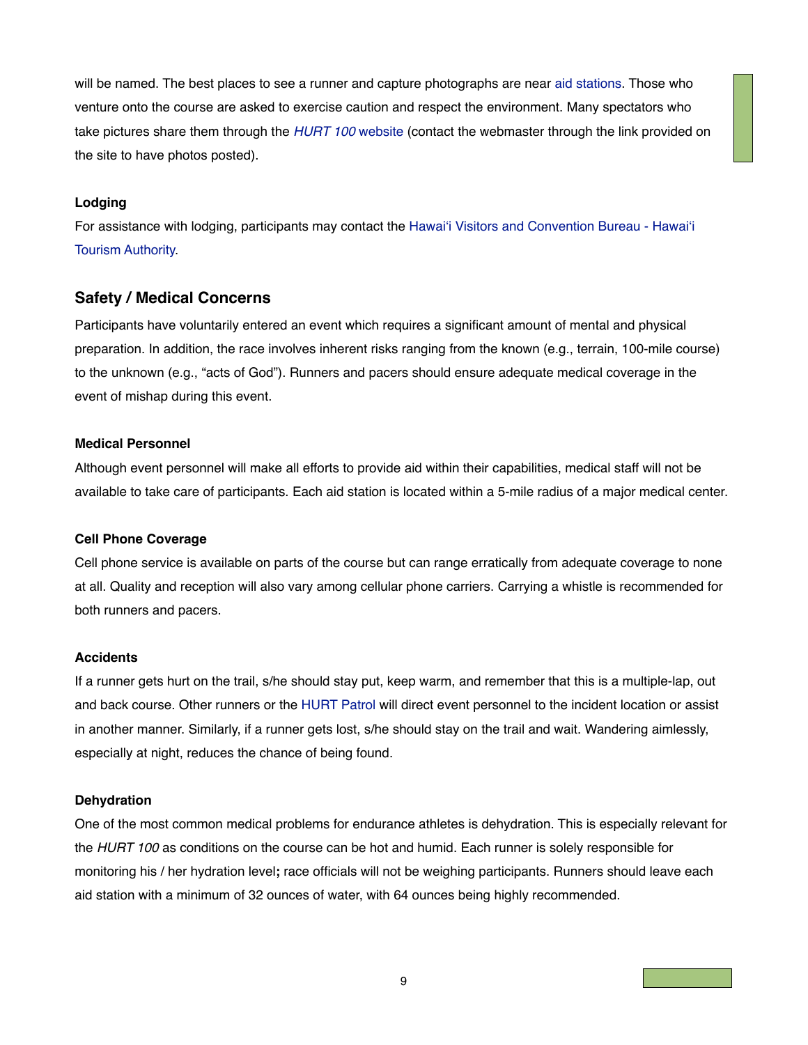will be named. The best places to see a runner and capture photographs are near aid stations. Those who venture onto the course are asked to exercise caution and respect the environment. Many spectators who take pictures share them through the *HURT 100* website (contact the webmaster through the link provided on the site to have photos posted).

### Lodging

For assistance with lodging, participants may contact the Hawaiʻi Visitors and Convention Bureau - Hawaiʻi Tourism Authority.

## Safety / Medical Concerns

Participants have voluntarily entered an event which requires a significant amount of mental and physical preparation. In addition, the race involves inherent risks ranging from the known (e.g., terrain, 100-mile course) to the unknown (e.g., "acts of God"). Runners and pacers should ensure adequate medical coverage in the event of mishap during this event.

### Medical Personnel

Although event personnel will make all efforts to provide aid within their capabilities, medical staff will not be available to take care of participants. Each aid station is located within a 5-mile radius of a major medical center.

### Cell Phone Coverage

Cell phone service is available on parts of the course but can range erratically from adequate coverage to none at all. Quality and reception will also vary among cellular phone carriers. Carrying a whistle is recommended for both runners and pacers.

### Accidents

If a runner gets hurt on the trail, s/he should stay put, keep warm, and remember that this is a multiple-lap, out and back course. Other runners or the HURT Patrol will direct event personnel to the incident location or assist in another manner. Similarly, if a runner gets lost, s/he should stay on the trail and wait. Wandering aimlessly, especially at night, reduces the chance of being found.

### Dehydration

One of the most common medical problems for endurance athletes is dehydration. This is especially relevant for the *HURT 100* as conditions on the course can be hot and humid. Each runner is solely responsible for monitoring his / her hydration level**;** race officials will not be weighing participants. Runners should leave each aid station with a minimum of 32 ounces of water, with 64 ounces being highly recommended.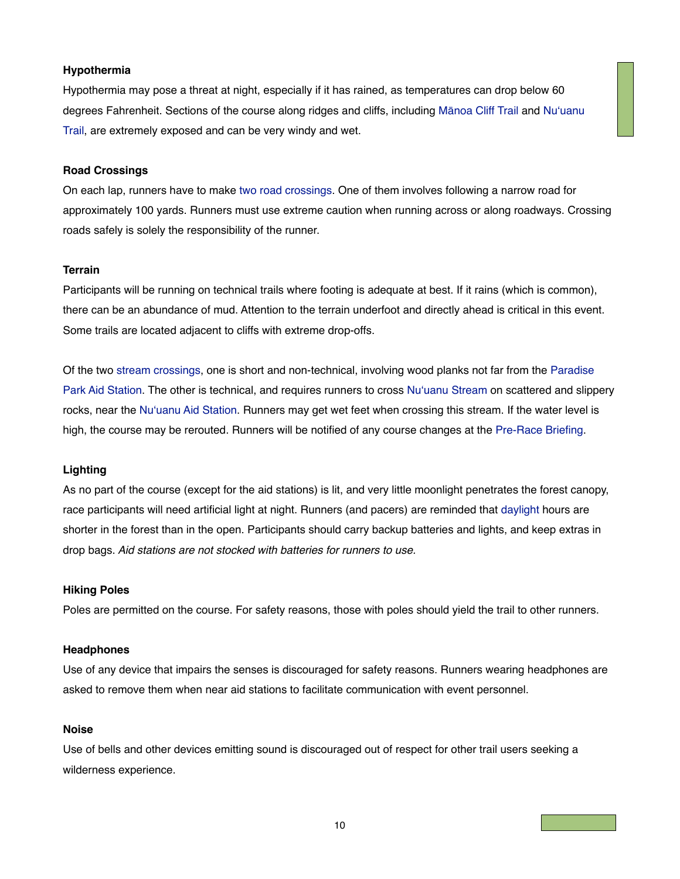**Hypothermia**

Hypothermia may pose a threat at night, especially if it has rained, as temperatures can drop below 60 degrees Fahrenheit. Sections of the course along ridges and cliffs, including Mānoa Cliff Trail and Nuʻuanu Trail, are extremely exposed and can be very windy and wet.

**Road Crossings**

On each lap, runners have to make two road crossings. One of them involves following a narrow road for approximately 100 yards. Runners must use extreme caution when running across or along roadways. Crossing roads safely is solely the responsibility of the runner.

**Terrain**

Participants will be running on technical trails where footing is adequate at best. If it rains (which is common), there can be an abundance of mud. Attention to the terrain underfoot and directly ahead is critical in this event. Some trails are located adjacent to cliffs with extreme drop-offs.

Of the two stream crossings, one is short and non-technical, involving wood planks not far from the Paradise Park Aid Station. The other is technical, and requires runners to cross Nuʻuanu Stream on scattered and slippery rocks, near the Nuʻuanu Aid Station. Runners may get wet feet when crossing this stream. If the water level is high, the course may be rerouted. Runners will be notified of any course changes at the Pre-Race Briefing.

**Lighting**

As no part of the course (except for the aid stations) is lit, and very little moonlight penetrates the forest canopy, race participants will need artificial light at night. Runners (and pacers) are reminded that daylight hours are shorter in the forest than in the open. Participants should carry backup batteries and lights, and keep extras in drop bags. *Aid stations are not stocked with batteries for runners to use.*

**Hiking Poles**

Poles are permitted on the course. For safety reasons, those with poles should yield the trail to other runners.

**Headphones**

Use of any device that impairs the senses is discouraged for safety reasons. Runners wearing headphones are asked to remove them when near aid stations to facilitate communication with event personnel.

**Noise**

Use of bells and other devices emitting sound is discouraged out of respect for other trail users seeking a wilderness experience.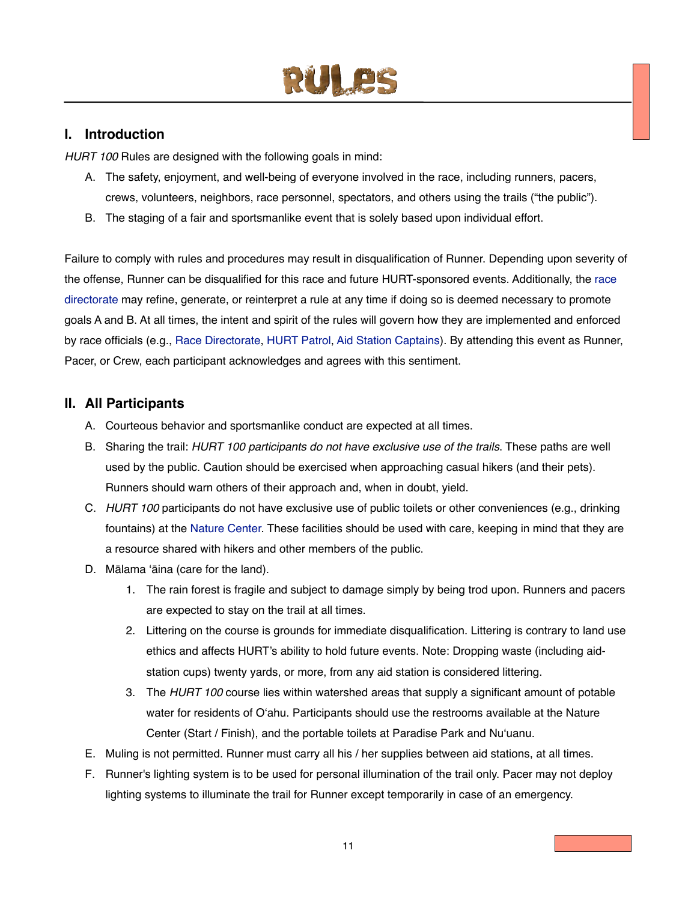# RULES

## I. Introduction

*HURT 100* Rules are designed with the following goals in mind:

A. The safety, enjoyment, and well-being of everyone involved in the race, including runners, pacers, crews, volunteers, neighbors, race personnel, spectators, and others using the trails ("the public").

B. The staging of a fair and sportsmanlike event that is solely based upon individual effort.

Failure to comply with rules and procedures may result in disqualification of Runner. Depending upon severity of the offense, Runner can be disqualified for this race and future HURT-sponsored events. Additionally, the race directorate may refine, generate, or reinterpret a rule at any time if doing so is deemed necessary to promote goals A and B. At all times, the intent and spirit of the rules will govern how they are implemented and enforced by race officials (e.g., Race Directorate, HURT Patrol, Aid Station Captains). By attending this event as Runner, Pacer, or Crew, each participant acknowledges and agrees with this sentiment.

## II. All Participants

A. Courteous behavior and sportsmanlike conduct are expected at all times.

B. Sharing the trail: *HURT 100 participants do not have exclusive use of the trails*. These paths are well used by the public. Caution should be exercised when approaching casual hikers (and their pets). Runners should warn others of their approach and, when in doubt, yield.

C. *HURT 100* participants do not have exclusive use of public toilets or other conveniences (e.g., drinking fountains) at the Nature Center. These facilities should be used with care, keeping in mind that they are a resource shared with hikers and other members of the public.

D. Mālama ʻāina (care for the land).

   1. The rain forest is fragile and subject to damage simply by being trod upon. Runners and pacers are expected to stay on the trail at all times.
   2. Littering on the course is grounds for immediate disqualification. Littering is contrary to land use ethics and affects HURT's ability to hold future events. Note: Dropping waste (including aid-station cups) twenty yards, or more, from any aid station is considered littering.
   3. The *HURT 100* course lies within watershed areas that supply a significant amount of potable water for residents of Oʻahu. Participants should use the restrooms available at the Nature Center (Start / Finish), and the portable toilets at Paradise Park and Nuʻuanu.

E. Muling is not permitted. Runner must carry all his / her supplies between aid stations, at all times.

F. Runner's lighting system is to be used for personal illumination of the trail only. Pacer may not deploy lighting systems to illuminate the trail for Runner except temporarily in case of an emergency.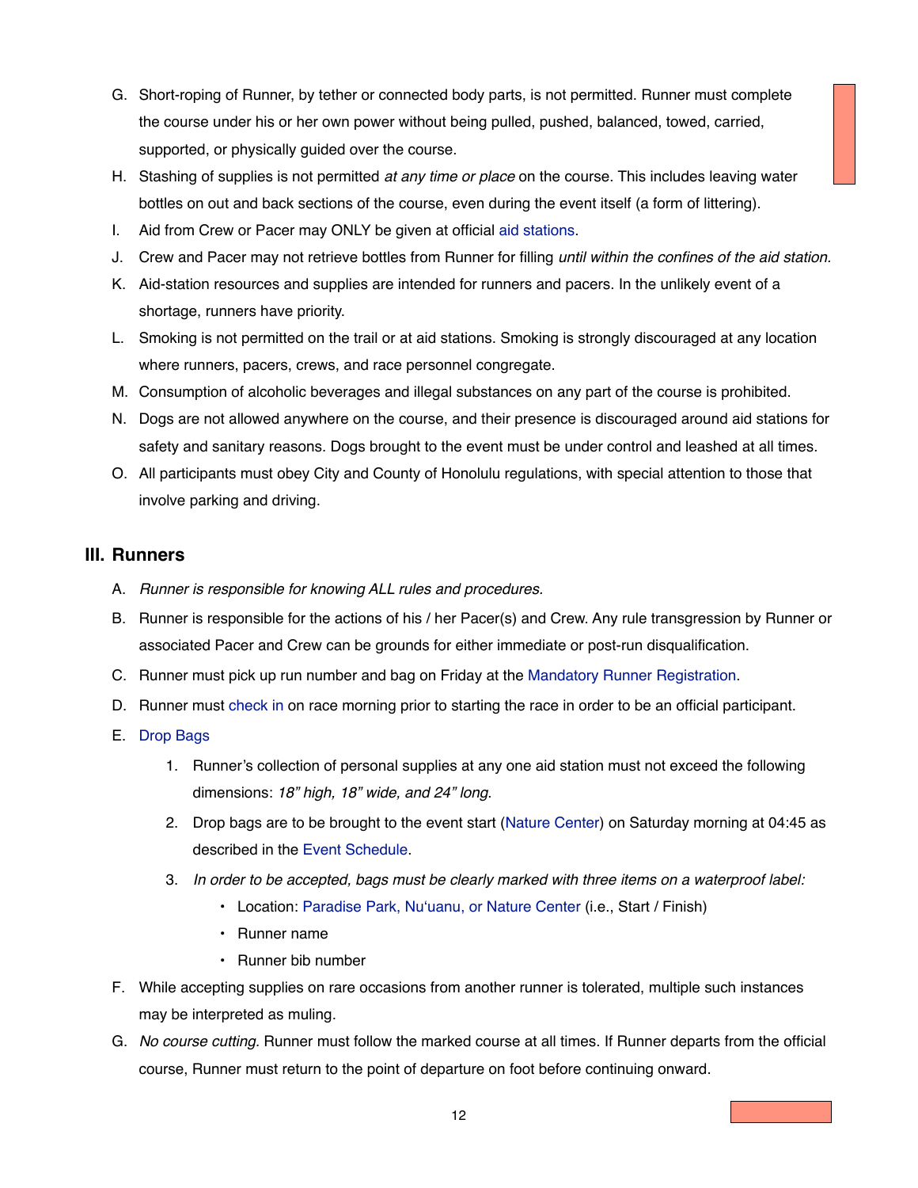G. Short-roping of Runner, by tether or connected body parts, is not permitted. Runner must complete the course under his or her own power without being pulled, pushed, balanced, towed, carried, supported, or physically guided over the course.

H. Stashing of supplies is not permitted *at any time or place* on the course. This includes leaving water bottles on out and back sections of the course, even during the event itself (a form of littering).

I. Aid from Crew or Pacer may ONLY be given at official aid stations.

J. Crew and Pacer may not retrieve bottles from Runner for filling *until within the confines of the aid station.*

K. Aid-station resources and supplies are intended for runners and pacers. In the unlikely event of a shortage, runners have priority.

L. Smoking is not permitted on the trail or at aid stations. Smoking is strongly discouraged at any location where runners, pacers, crews, and race personnel congregate.

M. Consumption of alcoholic beverages and illegal substances on any part of the course is prohibited.

N. Dogs are not allowed anywhere on the course, and their presence is discouraged around aid stations for safety and sanitary reasons. Dogs brought to the event must be under control and leashed at all times.

O. All participants must obey City and County of Honolulu regulations, with special attention to those that involve parking and driving.

## III. Runners

A. *Runner is responsible for knowing ALL rules and procedures.*

B. Runner is responsible for the actions of his / her Pacer(s) and Crew. Any rule transgression by Runner or associated Pacer and Crew can be grounds for either immediate or post-run disqualification.

C. Runner must pick up run number and bag on Friday at the Mandatory Runner Registration.

D. Runner must check in on race morning prior to starting the race in order to be an official participant.

E. Drop Bags

   1. Runner's collection of personal supplies at any one aid station must not exceed the following dimensions: *18" high, 18" wide, and 24" long*.
   2. Drop bags are to be brought to the event start (Nature Center) on Saturday morning at 04:45 as described in the Event Schedule.
   3. *In order to be accepted, bags must be clearly marked with three items on a waterproof label:*
      - Location: Paradise Park, Nu'uanu, or Nature Center (i.e., Start / Finish)
      - Runner name
      - Runner bib number

F. While accepting supplies on rare occasions from another runner is tolerated, multiple such instances may be interpreted as muling.

G. *No course cutting.* Runner must follow the marked course at all times. If Runner departs from the official course, Runner must return to the point of departure on foot before continuing onward.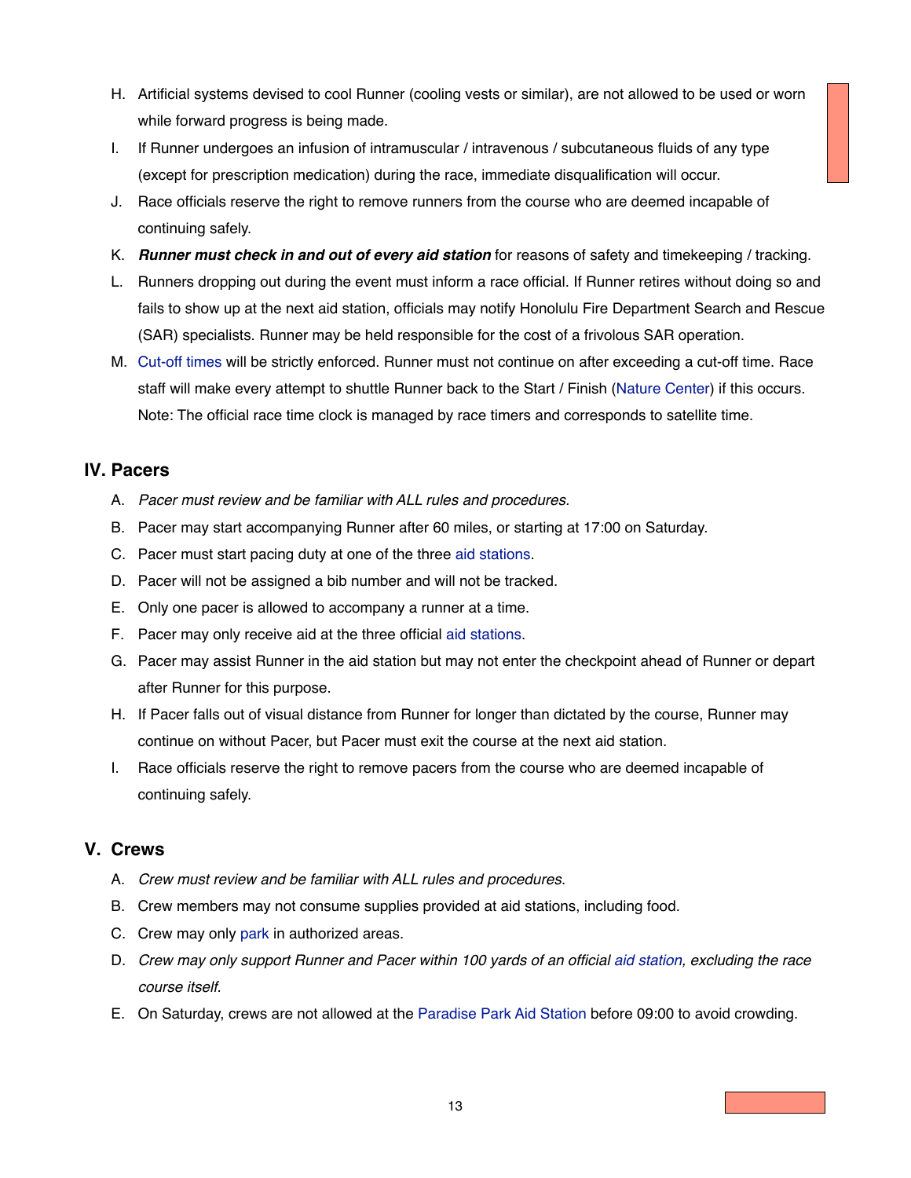H. Artificial systems devised to cool Runner (cooling vests or similar), are not allowed to be used or worn while forward progress is being made.

I. If Runner undergoes an infusion of intramuscular / intravenous / subcutaneous fluids of any type (except for prescription medication) during the race, immediate disqualification will occur.

J. Race officials reserve the right to remove runners from the course who are deemed incapable of continuing safely.

K. ***Runner must check in and out of every aid station*** for reasons of safety and timekeeping / tracking.

L. Runners dropping out during the event must inform a race official. If Runner retires without doing so and fails to show up at the next aid station, officials may notify Honolulu Fire Department Search and Rescue (SAR) specialists. Runner may be held responsible for the cost of a frivolous SAR operation.

M. Cut-off times will be strictly enforced. Runner must not continue on after exceeding a cut-off time. Race staff will make every attempt to shuttle Runner back to the Start / Finish (Nature Center) if this occurs. Note: The official race time clock is managed by race timers and corresponds to satellite time.

## IV. Pacers

A. *Pacer must review and be familiar with ALL rules and procedures.*

B. Pacer may start accompanying Runner after 60 miles, or starting at 17:00 on Saturday.

C. Pacer must start pacing duty at one of the three aid stations.

D. Pacer will not be assigned a bib number and will not be tracked.

E. Only one pacer is allowed to accompany a runner at a time.

F. Pacer may only receive aid at the three official aid stations.

G. Pacer may assist Runner in the aid station but may not enter the checkpoint ahead of Runner or depart after Runner for this purpose.

H. If Pacer falls out of visual distance from Runner for longer than dictated by the course, Runner may continue on without Pacer, but Pacer must exit the course at the next aid station.

I. Race officials reserve the right to remove pacers from the course who are deemed incapable of continuing safely.

## V. Crews

A. *Crew must review and be familiar with ALL rules and procedures.*

B. Crew members may not consume supplies provided at aid stations, including food.

C. Crew may only park in authorized areas.

D. *Crew may only support Runner and Pacer within 100 yards of an official aid station, excluding the race course itself.*

E. On Saturday, crews are not allowed at the Paradise Park Aid Station before 09:00 to avoid crowding.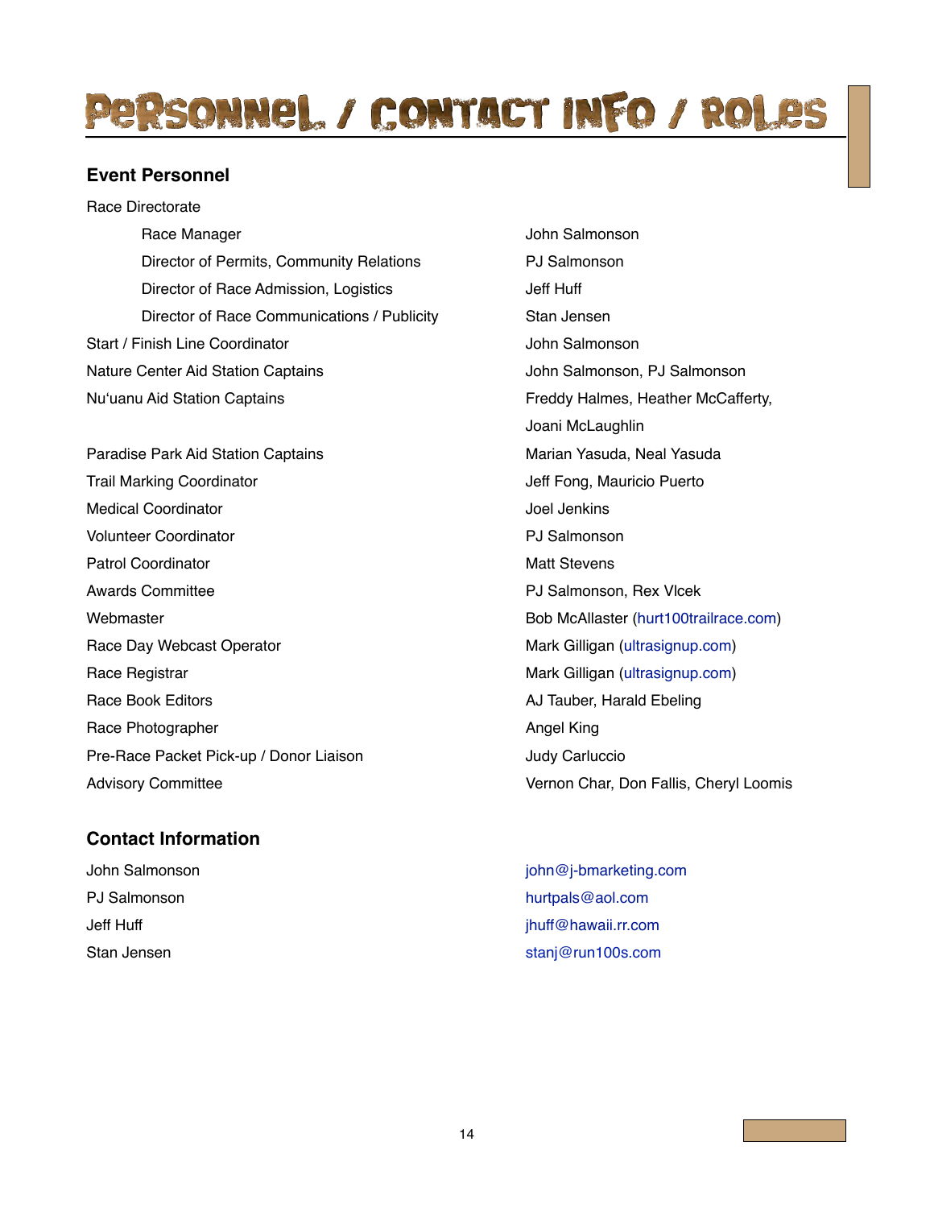# Personnel / Contact Info / Roles

## Event Personnel

| Role | Name |
|---|---|
| Race Directorate | |
| Race Manager | John Salmonson |
| Director of Permits, Community Relations | PJ Salmonson |
| Director of Race Admission, Logistics | Jeff Huff |
| Director of Race Communications / Publicity | Stan Jensen |
| Start / Finish Line Coordinator | John Salmonson |
| Nature Center Aid Station Captains | John Salmonson, PJ Salmonson |
| Nu‘uanu Aid Station Captains | Freddy Halmes, Heather McCafferty, Joani McLaughlin |
| Paradise Park Aid Station Captains | Marian Yasuda, Neal Yasuda |
| Trail Marking Coordinator | Jeff Fong, Mauricio Puerto |
| Medical Coordinator | Joel Jenkins |
| Volunteer Coordinator | PJ Salmonson |
| Patrol Coordinator | Matt Stevens |
| Awards Committee | PJ Salmonson, Rex Vlcek |
| Webmaster | Bob McAllaster (hurt100trailrace.com) |
| Race Day Webcast Operator | Mark Gilligan (ultrasignup.com) |
| Race Registrar | Mark Gilligan (ultrasignup.com) |
| Race Book Editors | AJ Tauber, Harald Ebeling |
| Race Photographer | Angel King |
| Pre-Race Packet Pick-up / Donor Liaison | Judy Carluccio |
| Advisory Committee | Vernon Char, Don Fallis, Cheryl Loomis |

## Contact Information

| Name | Email |
|---|---|
| John Salmonson | john@j-bmarketing.com |
| PJ Salmonson | hurtpals@aol.com |
| Jeff Huff | jhuff@hawaii.rr.com |
| Stan Jensen | stanj@run100s.com |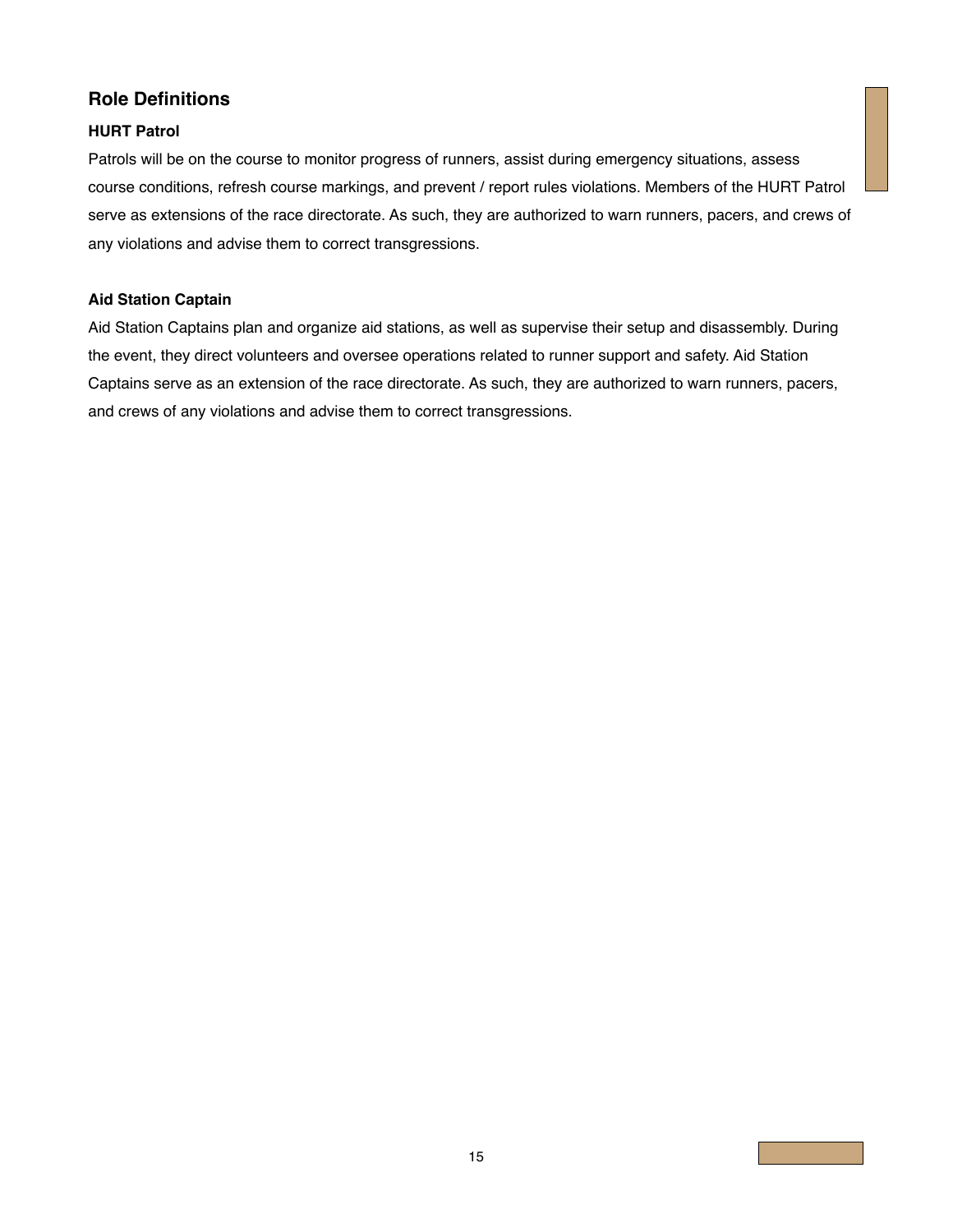## Role Definitions

### HURT Patrol

Patrols will be on the course to monitor progress of runners, assist during emergency situations, assess course conditions, refresh course markings, and prevent / report rules violations. Members of the HURT Patrol serve as extensions of the race directorate. As such, they are authorized to warn runners, pacers, and crews of any violations and advise them to correct transgressions.

### Aid Station Captain

Aid Station Captains plan and organize aid stations, as well as supervise their setup and disassembly. During the event, they direct volunteers and oversee operations related to runner support and safety. Aid Station Captains serve as an extension of the race directorate. As such, they are authorized to warn runners, pacers, and crews of any violations and advise them to correct transgressions.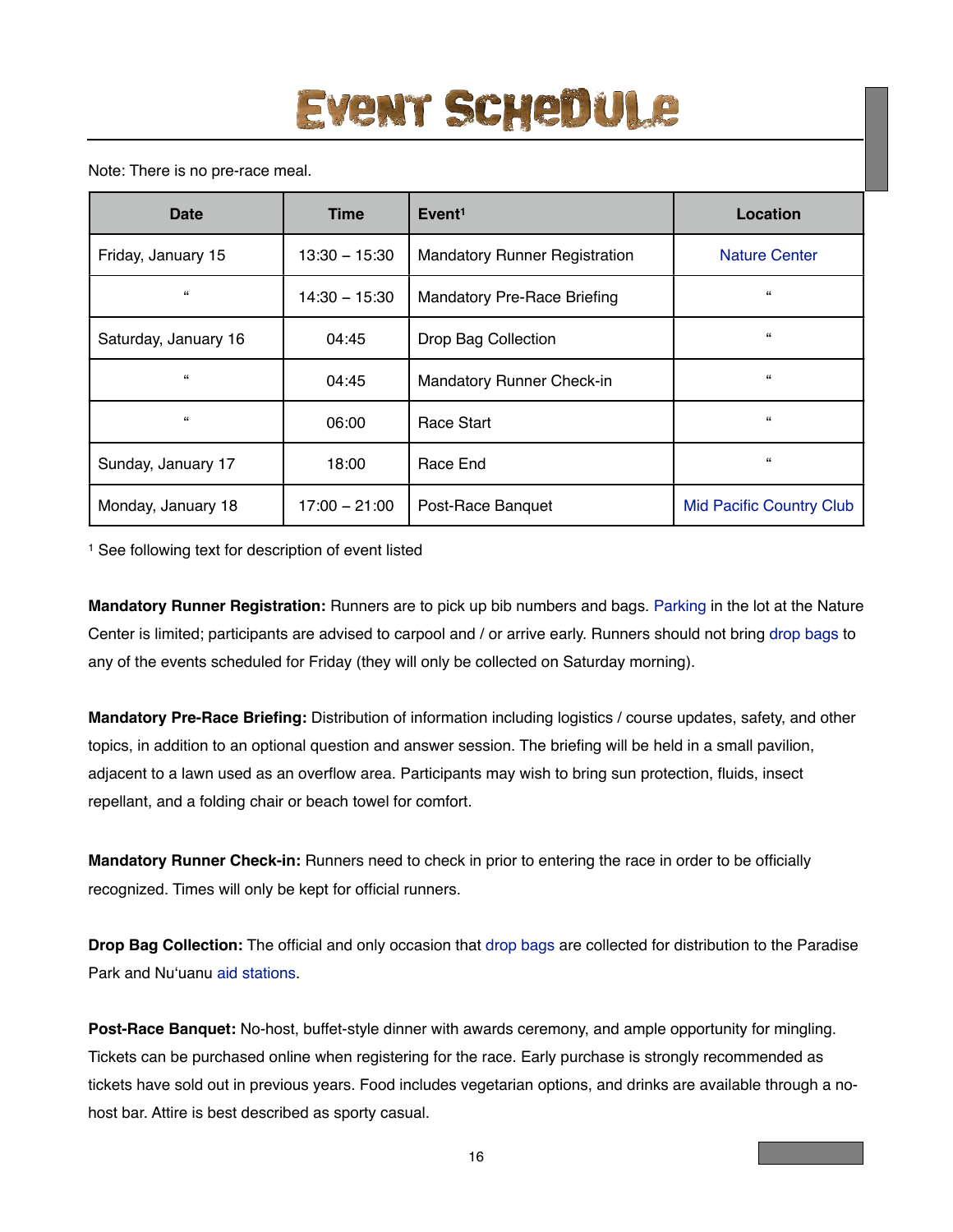# Event Schedule

Note: There is no pre-race meal.

| Date | Time | Event[1] | Location |
|---|---|---|---|
| Friday, January 15 | 13:30 – 15:30 | Mandatory Runner Registration | Nature Center |
| " | 14:30 – 15:30 | Mandatory Pre-Race Briefing | " |
| Saturday, January 16 | 04:45 | Drop Bag Collection | " |
| " | 04:45 | Mandatory Runner Check-in | " |
| " | 06:00 | Race Start | " |
| Sunday, January 17 | 18:00 | Race End | " |
| Monday, January 18 | 17:00 – 21:00 | Post-Race Banquet | Mid Pacific Country Club |

[1] See following text for description of event listed

**Mandatory Runner Registration:** Runners are to pick up bib numbers and bags. Parking in the lot at the Nature Center is limited; participants are advised to carpool and / or arrive early. Runners should not bring drop bags to any of the events scheduled for Friday (they will only be collected on Saturday morning).

**Mandatory Pre-Race Briefing:** Distribution of information including logistics / course updates, safety, and other topics, in addition to an optional question and answer session. The briefing will be held in a small pavilion, adjacent to a lawn used as an overflow area. Participants may wish to bring sun protection, fluids, insect repellant, and a folding chair or beach towel for comfort.

**Mandatory Runner Check-in:** Runners need to check in prior to entering the race in order to be officially recognized. Times will only be kept for official runners.

**Drop Bag Collection:** The official and only occasion that drop bags are collected for distribution to the Paradise Park and Nuʻuanu aid stations.

**Post-Race Banquet:** No-host, buffet-style dinner with awards ceremony, and ample opportunity for mingling. Tickets can be purchased online when registering for the race. Early purchase is strongly recommended as tickets have sold out in previous years. Food includes vegetarian options, and drinks are available through a no-host bar. Attire is best described as sporty casual.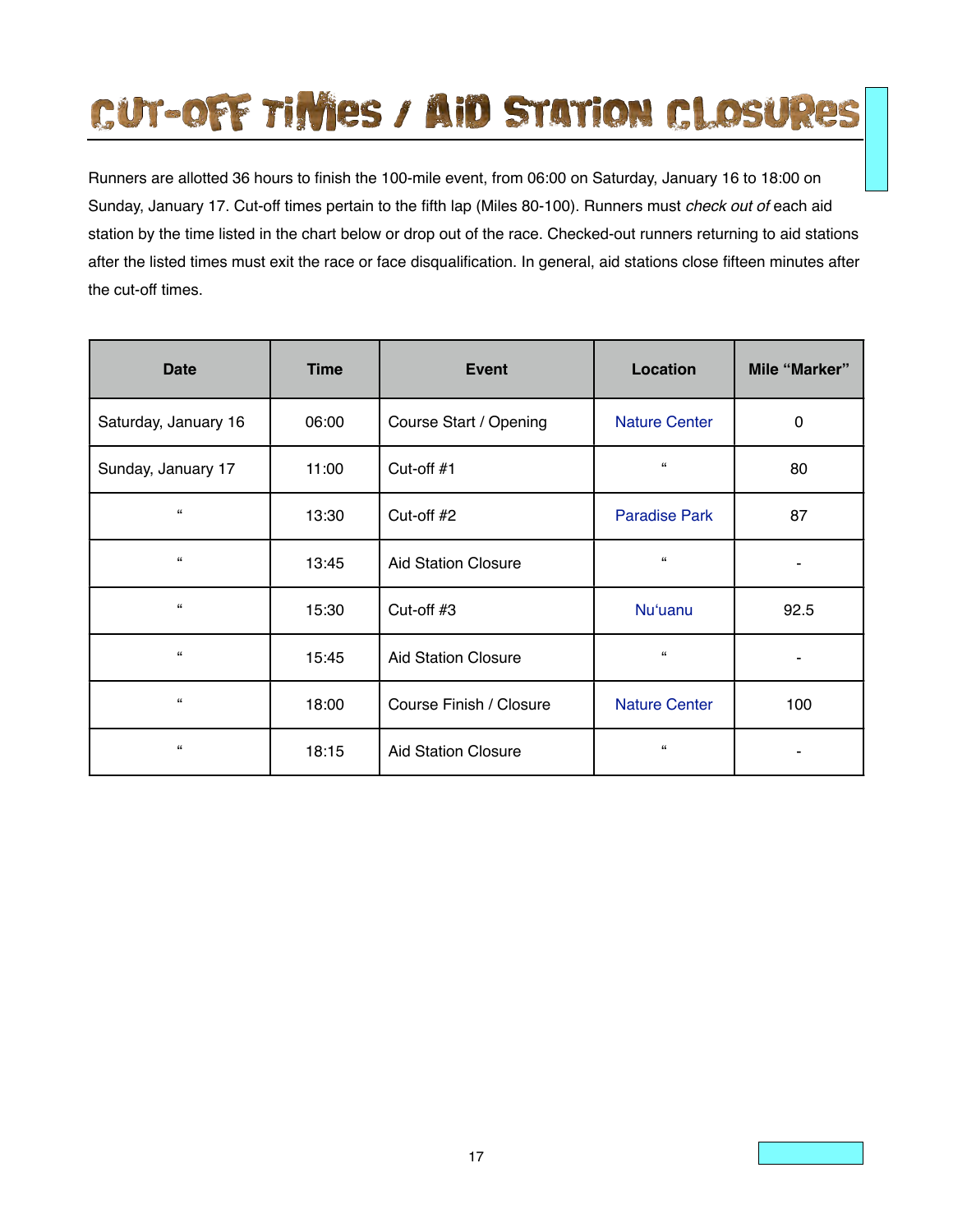# Cut-off Times / Aid Station Closures

Runners are allotted 36 hours to finish the 100-mile event, from 06:00 on Saturday, January 16 to 18:00 on Sunday, January 17. Cut-off times pertain to the fifth lap (Miles 80-100). Runners must *check out of* each aid station by the time listed in the chart below or drop out of the race. Checked-out runners returning to aid stations after the listed times must exit the race or face disqualification. In general, aid stations close fifteen minutes after the cut-off times.

| Date | Time | Event | Location | Mile "Marker" |
|---|---|---|---|---|
| Saturday, January 16 | 06:00 | Course Start / Opening | Nature Center | 0 |
| Sunday, January 17 | 11:00 | Cut-off #1 | " | 80 |
| " | 13:30 | Cut-off #2 | Paradise Park | 87 |
| " | 13:45 | Aid Station Closure | " | - |
| " | 15:30 | Cut-off #3 | Nu'uanu | 92.5 |
| " | 15:45 | Aid Station Closure | " | - |
| " | 18:00 | Course Finish / Closure | Nature Center | 100 |
| " | 18:15 | Aid Station Closure | " | - |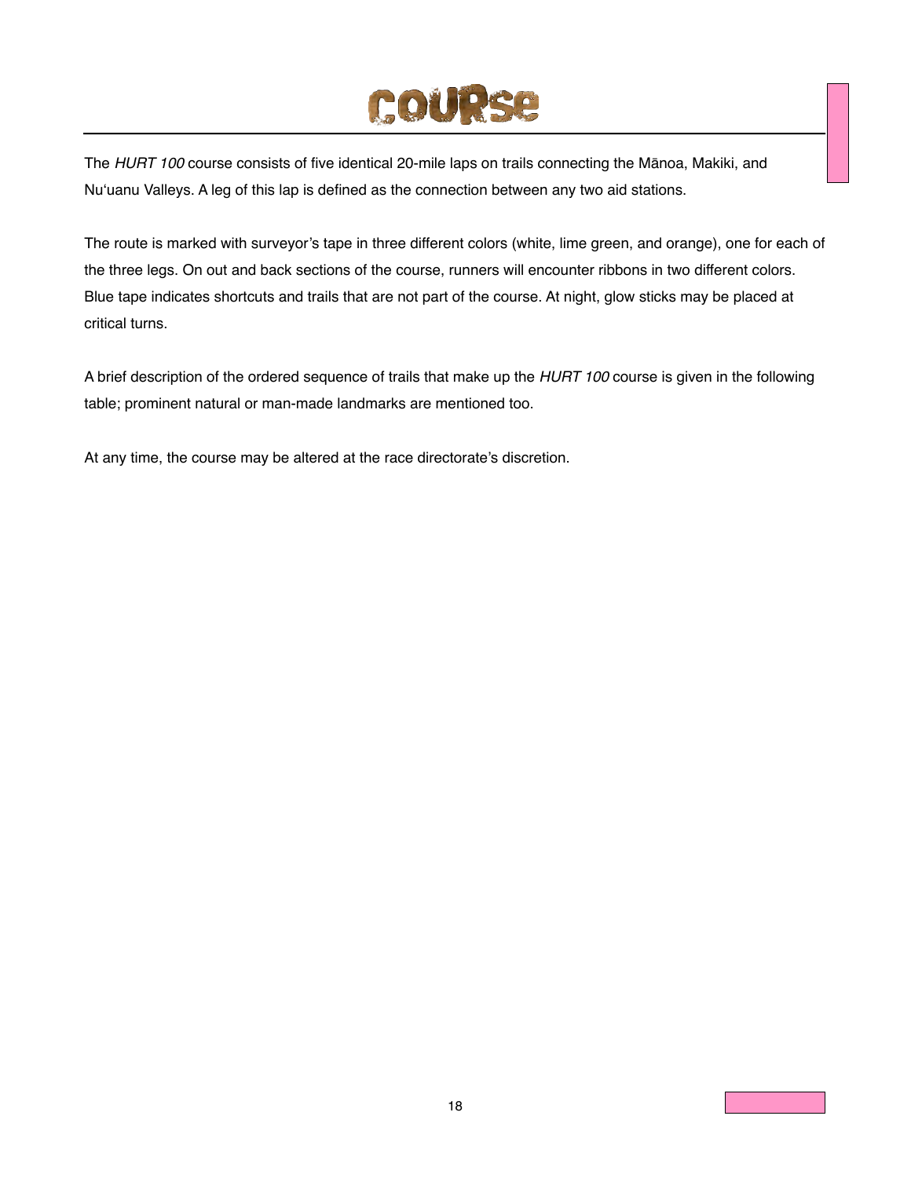# COURSE

The *HURT 100* course consists of five identical 20-mile laps on trails connecting the Mānoa, Makiki, and Nu'uanu Valleys. A leg of this lap is defined as the connection between any two aid stations.

The route is marked with surveyor's tape in three different colors (white, lime green, and orange), one for each of the three legs. On out and back sections of the course, runners will encounter ribbons in two different colors. Blue tape indicates shortcuts and trails that are not part of the course. At night, glow sticks may be placed at critical turns.

A brief description of the ordered sequence of trails that make up the *HURT 100* course is given in the following table; prominent natural or man-made landmarks are mentioned too.

At any time, the course may be altered at the race directorate's discretion.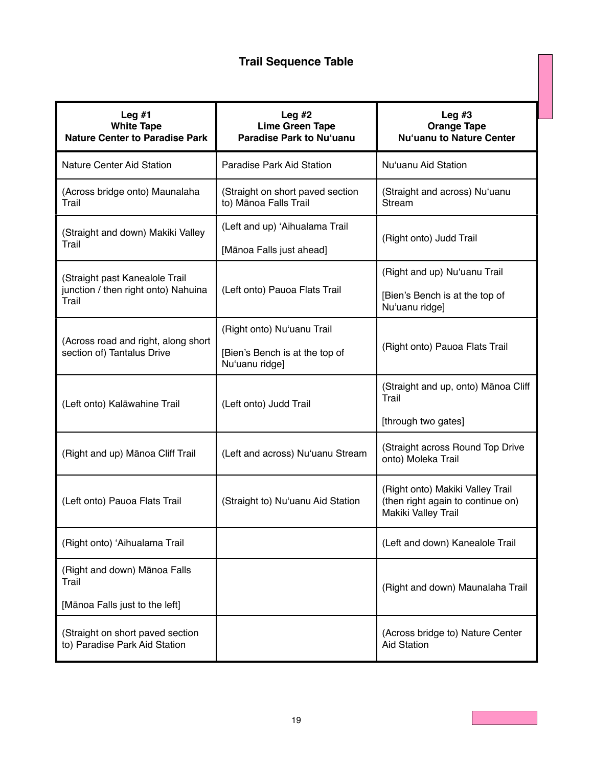# Trail Sequence Table

| Leg #1<br>White Tape<br>Nature Center to Paradise Park | Leg #2<br>Lime Green Tape<br>Paradise Park to Nu‘uanu | Leg #3<br>Orange Tape<br>Nu‘uanu to Nature Center |
|---|---|---|
| Nature Center Aid Station | Paradise Park Aid Station | Nu‘uanu Aid Station |
| (Across bridge onto) Maunalaha Trail | (Straight on short paved section to) Mānoa Falls Trail | (Straight and across) Nu‘uanu Stream |
| (Straight and down) Makiki Valley Trail | (Left and up) ‘Aihualama Trail<br><br>[Mānoa Falls just ahead] | (Right onto) Judd Trail |
| (Straight past Kanealole Trail junction / then right onto) Nahuina Trail | (Left onto) Pauoa Flats Trail | (Right and up) Nu‘uanu Trail<br><br>[Bien’s Bench is at the top of Nu’uanu ridge] |
| (Across road and right, along short section of) Tantalus Drive | (Right onto) Nu‘uanu Trail<br><br>[Bien’s Bench is at the top of Nu‘uanu ridge] | (Right onto) Pauoa Flats Trail |
| (Left onto) Kalāwahine Trail | (Left onto) Judd Trail | (Straight and up, onto) Mānoa Cliff Trail<br><br>[through two gates] |
| (Right and up) Mānoa Cliff Trail | (Left and across) Nu‘uanu Stream | (Straight across Round Top Drive onto) Moleka Trail |
| (Left onto) Pauoa Flats Trail | (Straight to) Nu‘uanu Aid Station | (Right onto) Makiki Valley Trail (then right again to continue on) Makiki Valley Trail |
| (Right onto) ‘Aihualama Trail | | (Left and down) Kanealole Trail |
| (Right and down) Mānoa Falls Trail<br><br>[Mānoa Falls just to the left] | | (Right and down) Maunalaha Trail |
| (Straight on short paved section to) Paradise Park Aid Station | | (Across bridge to) Nature Center Aid Station |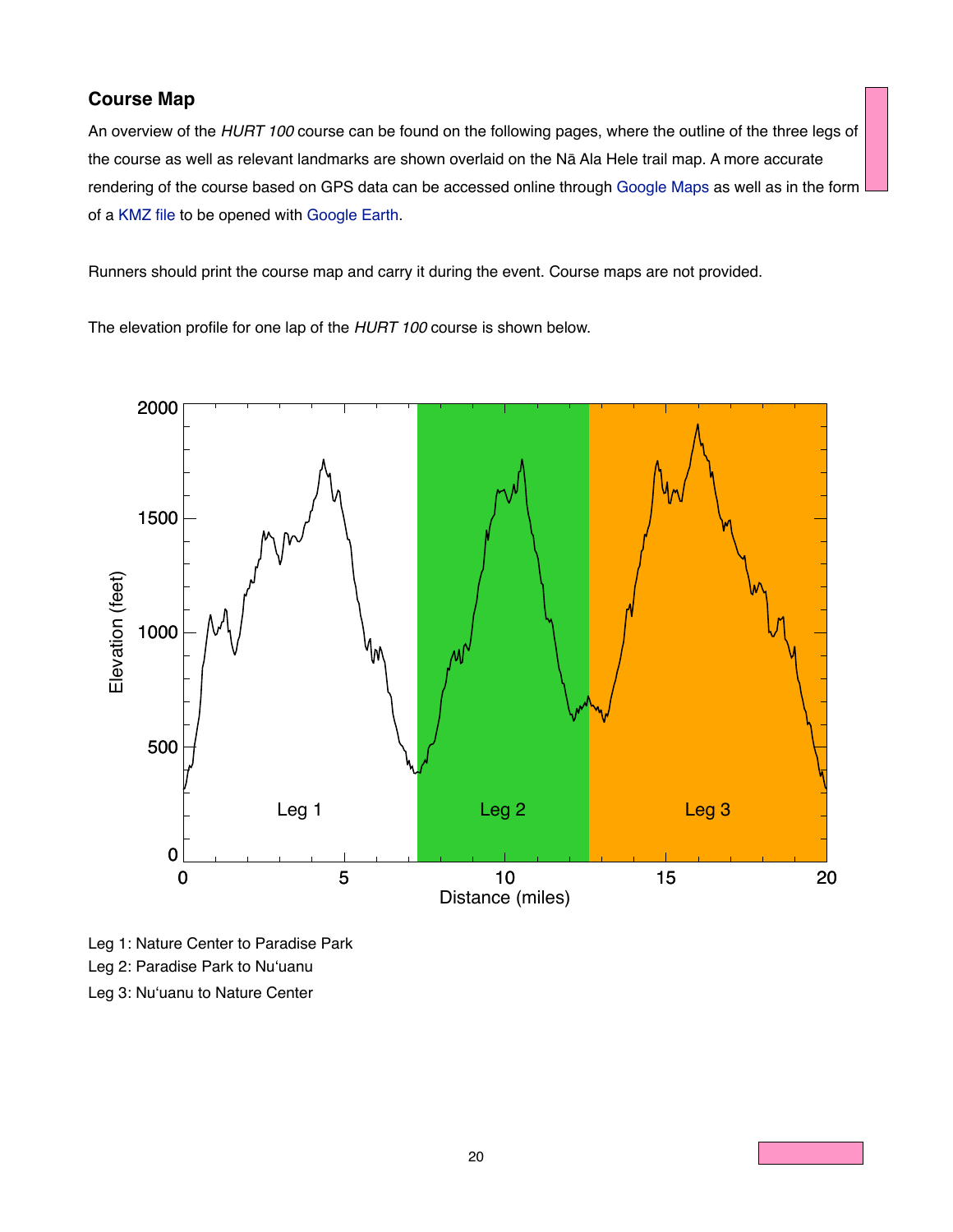## Course Map

An overview of the *HURT 100* course can be found on the following pages, where the outline of the three legs of the course as well as relevant landmarks are shown overlaid on the Nā Ala Hele trail map. A more accurate rendering of the course based on GPS data can be accessed online through Google Maps as well as in the form of a KMZ file to be opened with Google Earth.

Runners should print the course map and carry it during the event. Course maps are not provided.

The elevation profile for one lap of the *HURT 100* course is shown below.

Leg 1: Nature Center to Paradise Park

Leg 2: Paradise Park to Nu'uanu

Leg 3: Nu'uanu to Nature Center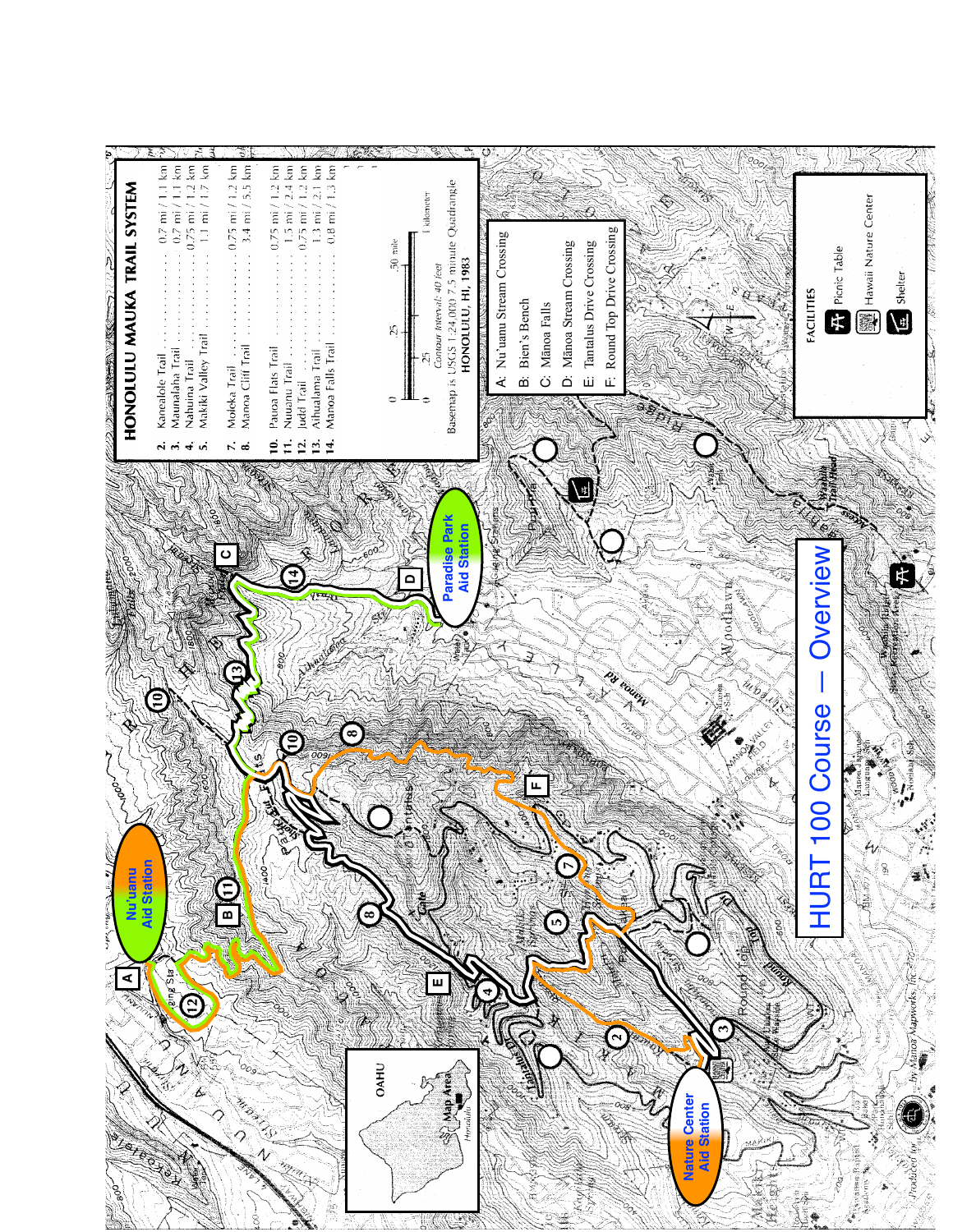# HURT 100 Course — Overview

## HONOLULU MAUKA TRAIL SYSTEM

| # | Trail | Distance |
|---|---|---|
| 2. | Kanealole Trail | 0.7 mi / 1.1 km |
| 3. | Maunalaha Trail | 0.7 mi / 1.1 km |
| 4. | Nahuina Trail | 0.75 mi / 1.2 km |
| 5. | Makiki Valley Trail | 1.1 mi / 1.7 km |
| 7. | Moleka Trail | 0.75 mi / 1.2 km |
| 8. | Manoa Cliff Trail | 3.4 mi / 5.5 km |
| 10. | Pauoa Flats Trail | 0.75 mi / 1.2 km |
| 11. | Nuuanu Trail | 1.5 mi / 2.4 km |
| 12. | Judd Trail | 0.75 mi / 1.2 km |
| 13. | Aihualama Trail | 1.3 mi / 2.1 km |
| 14. | Manoa Falls Trail | 0.8 mi / 1.3 km |

*Contour Interval: 40 feet*

Basemap is USGS 1:24,000 7.5 minute Quadrangle
HONOLULU, HI, 1983

- A: Nu'uanu Stream Crossing
- B: Bien's Bench
- C: Mānoa Falls
- D: Mānoa Stream Crossing
- E: Tantalus Drive Crossing
- F: Round Top Drive Crossing

**FACILITIES**

- Picnic Table
- Hawaii Nature Center
- Shelter

Nu'uanu Aid Station

Paradise Park Aid Station

Nature Center Aid Station

Produced for ... by Manoa Mapworks, Inc.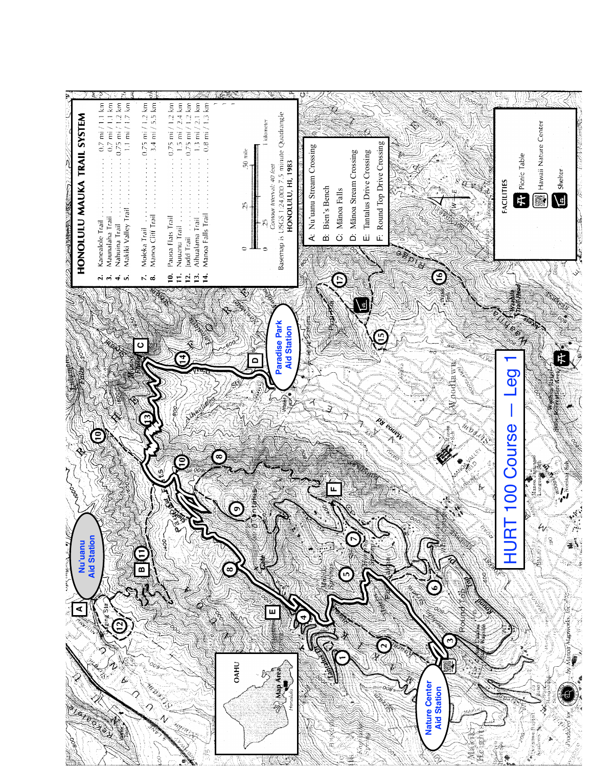# HURT 100 Course — Leg 1

## HONOLULU MAUKA TRAIL SYSTEM

| # | Trail | mi | km |
|---|---|---|---|
| 2. | Kanealole Trail | 0.7 mi | 1.1 km |
| 3. | Maunalaha Trail | 0.7 mi | 1.1 km |
| 4. | Nahuina Trail | 0.75 mi | 1.2 km |
| 5. | Makiki Valley Trail | 1.1 mi | 1.7 km |
| 7. | Moleka Trail | 0.75 mi | 1.2 km |
| 8. | Manoa Cliff Trail | 3.4 mi | 5.5 km |
| 10. | Pauoa Flats Trail | 0.75 mi | 1.2 km |
| 11. | Nuuanu Trail | 1.5 mi | 2.4 km |
| 12. | Judd Trail | 0.75 mi | 1.2 km |
| 13. | Aihualama Trail | 1.3 mi | 2.1 km |
| 14. | Manoa Falls Trail | 0.8 mi | 1.3 km |

Contour Interval: 40 feet

Basemap is USGS 1:24,000 7.5 minute Quadrangle HONOLULU, HI, 1983

- A: Nu'uanu Stream Crossing
- B: Bien's Bench
- C: Mānoa Falls
- D: Mānoa Stream Crossing
- E: Tantalus Drive Crossing
- F: Round Top Drive Crossing

### FACILITIES

- Picnic Table
- Hawaii Nature Center
- Shelter

Nature Center Aid Station

Nu'uanu Aid Station

Paradise Park Aid Station

OAHU — Map Area — Honolulu

Produced for ... by Manoa Mapworks, Inc.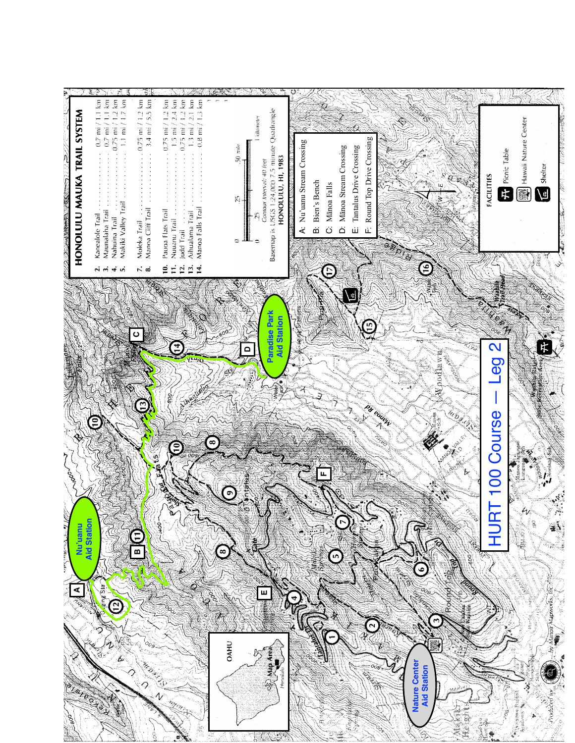# HURT 100 Course — Leg 2

## HONOLULU MAUKA TRAIL SYSTEM

| # | Trail | Distance |
|---|---|---|
| 2. | Kanealole Trail | 0.7 mi / 1.1 km |
| 3. | Maunalaha Trail | 0.7 mi / 1.1 km |
| 4. | Nahuina Trail | 0.75 mi / 1.2 km |
| 5. | Makiki Valley Trail | 1.1 mi / 1.7 km |
| 7. | Moleka Trail | 0.75 mi / 1.2 km |
| 8. | Manoa Cliff Trail | 3.4 mi / 5.5 km |
| 10. | Pauoa Flats Trail | 0.75 mi / 1.2 km |
| 11. | Nuuanu Trail | 1.5 mi / 2.4 km |
| 12. | Judd Trail | 0.75 mi / 1.2 km |
| 13. | Aihualama Trail | 1.3 mi / 2.1 km |
| 14. | Manoa Falls Trail | 0.8 mi / 1.3 km |

Contour Interval: 40 feet

Basemap is USGS 1:24,000 7.5 minute Quadrangle HONOLULU, HI, 1983

- A: Nu'uanu Stream Crossing
- B: Bien's Bench
- C: Mānoa Falls
- D: Mānoa Stream Crossing
- E: Tantalus Drive Crossing
- F: Round Top Drive Crossing

**FACILITIES**

- Picnic Table
- Hawaii Nature Center
- Shelter

Nu'uanu Aid Station

Paradise Park Aid Station

Nature Center Aid Station

Produced for ... by Manoa Mapworks, Inc.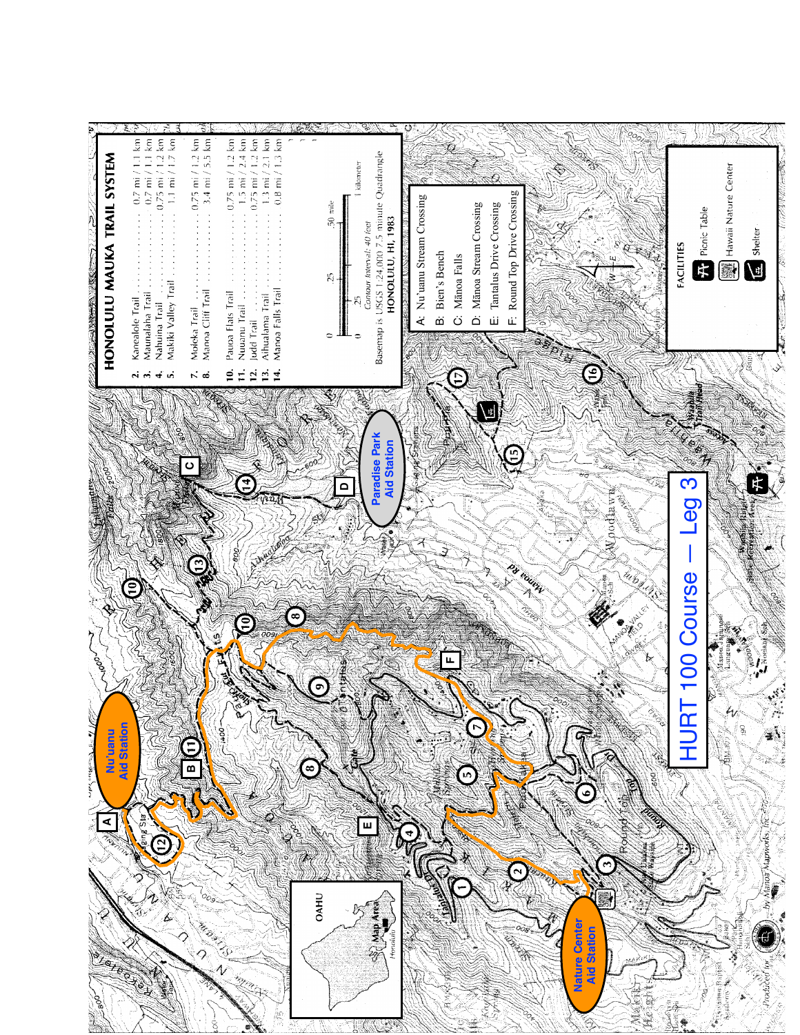# HURT 100 Course — Leg 3

## HONOLULU MAUKA TRAIL SYSTEM

| | | |
|---|---|---|
| 2. | Kanealole Trail | 0.7 mi / 1.1 km |
| 3. | Maunalaha Trail | 0.7 mi / 1.1 km |
| 4. | Nahuina Trail | 0.75 mi / 1.2 km |
| 5. | Makiki Valley Trail | 1.1 mi / 1.7 km |
| 7. | Moleka Trail | 0.75 mi / 1.2 km |
| 8. | Manoa Cliff Trail | 3.4 mi / 5.5 km |
| 10. | Pauoa Flats Trail | 0.75 mi / 1.2 km |
| 11. | Nuuanu Trail | 1.5 mi / 2.4 km |
| 12. | Judd Trail | 0.75 mi / 1.2 km |
| 13. | Aihualama Trail | 1.3 mi / 2.1 km |
| 14. | Manoa Falls Trail | 0.8 mi / 1.3 km |

0 .25 .50 mile

0 .25 1 kilometer

*Contour Interval: 40 feet*

Basemap is USGS 1:24,000 7.5 minute Quadrangle
HONOLULU, HI, 1983

A: Nu'uanu Stream Crossing
B: Bien's Bench
C: Mānoa Falls
D: Mānoa Stream Crossing
E: Tantalus Drive Crossing
F: Round Top Drive Crossing

FACILITIES

Picnic Table
Hawaii Nature Center
Shelter

Nu'uanu Aid Station

Paradise Park Aid Station

Nature Center Aid Station

OAHU

Map Area

Honolulu

Produced for ... by Manoa Mapworks, Inc.